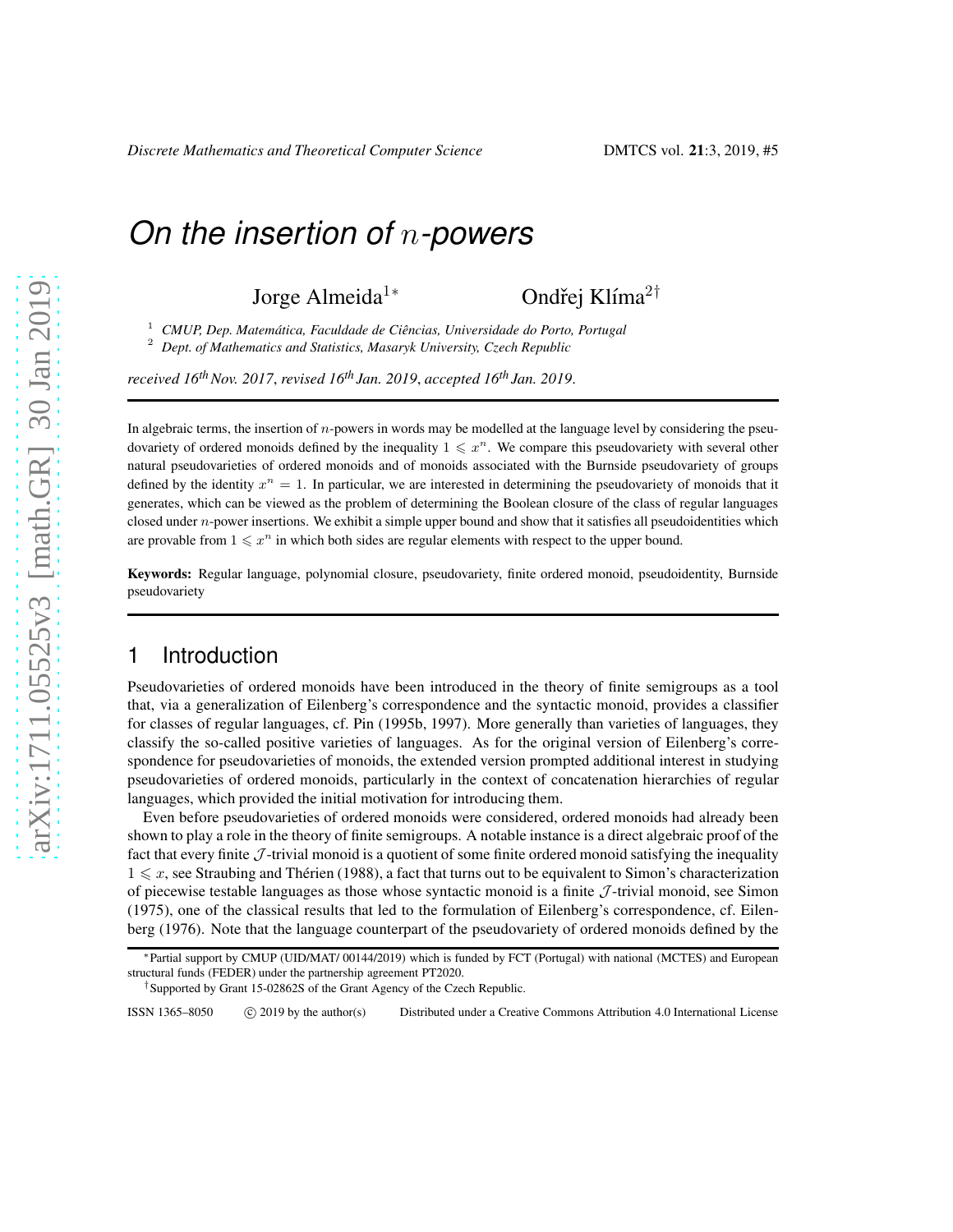# *On the insertion of $n$-powers*

Jorge Almeida[1*] Ondřej Klíma[2†]

[1] *CMUP, Dep. Matemática, Faculdade de Ciências, Universidade do Porto, Portugal*
[2] *Dept. of Mathematics and Statistics, Masaryk University, Czech Republic*

*received 16th Nov. 2017, revised 16th Jan. 2019, accepted 16th Jan. 2019.*

In algebraic terms, the insertion of $n$-powers in words may be modelled at the language level by considering the pseudovariety of ordered monoids defined by the inequality $1 \leqslant x^n$. We compare this pseudovariety with several other natural pseudovarieties of ordered monoids and of monoids associated with the Burnside pseudovariety of groups defined by the identity $x^n = 1$. In particular, we are interested in determining the pseudovariety of monoids that it generates, which can be viewed as the problem of determining the Boolean closure of the class of regular languages closed under $n$-power insertions. We exhibit a simple upper bound and show that it satisfies all pseudoidentities which are provable from $1 \leqslant x^n$ in which both sides are regular elements with respect to the upper bound.

**Keywords:** Regular language, polynomial closure, pseudovariety, finite ordered monoid, pseudoidentity, Burnside pseudovariety

## 1 Introduction

Pseudovarieties of ordered monoids have been introduced in the theory of finite semigroups as a tool that, via a generalization of Eilenberg's correspondence and the syntactic monoid, provides a classifier for classes of regular languages, cf. Pin (1995b, 1997). More generally than varieties of languages, they classify the so-called positive varieties of languages. As for the original version of Eilenberg's correspondence for pseudovarieties of monoids, the extended version prompted additional interest in studying pseudovarieties of ordered monoids, particularly in the context of concatenation hierarchies of regular languages, which provided the initial motivation for introducing them.

Even before pseudovarieties of ordered monoids were considered, ordered monoids had already been shown to play a role in the theory of finite semigroups. A notable instance is a direct algebraic proof of the fact that every finite $\mathcal{J}$-trivial monoid is a quotient of some finite ordered monoid satisfying the inequality $1 \leqslant x$, see Straubing and Thérien (1988), a fact that turns out to be equivalent to Simon's characterization of piecewise testable languages as those whose syntactic monoid is a finite $\mathcal{J}$-trivial monoid, see Simon (1975), one of the classical results that led to the formulation of Eilenberg's correspondence, cf. Eilenberg (1976). Note that the language counterpart of the pseudovariety of ordered monoids defined by the

*Partial support by CMUP (UID/MAT/ 00144/2019) which is funded by FCT (Portugal) with national (MCTES) and European structural funds (FEDER) under the partnership agreement PT2020.

†Supported by Grant 15-02862S of the Grant Agency of the Czech Republic.

ISSN 1365–8050 © 2019 by the author(s) Distributed under a Creative Commons Attribution 4.0 International License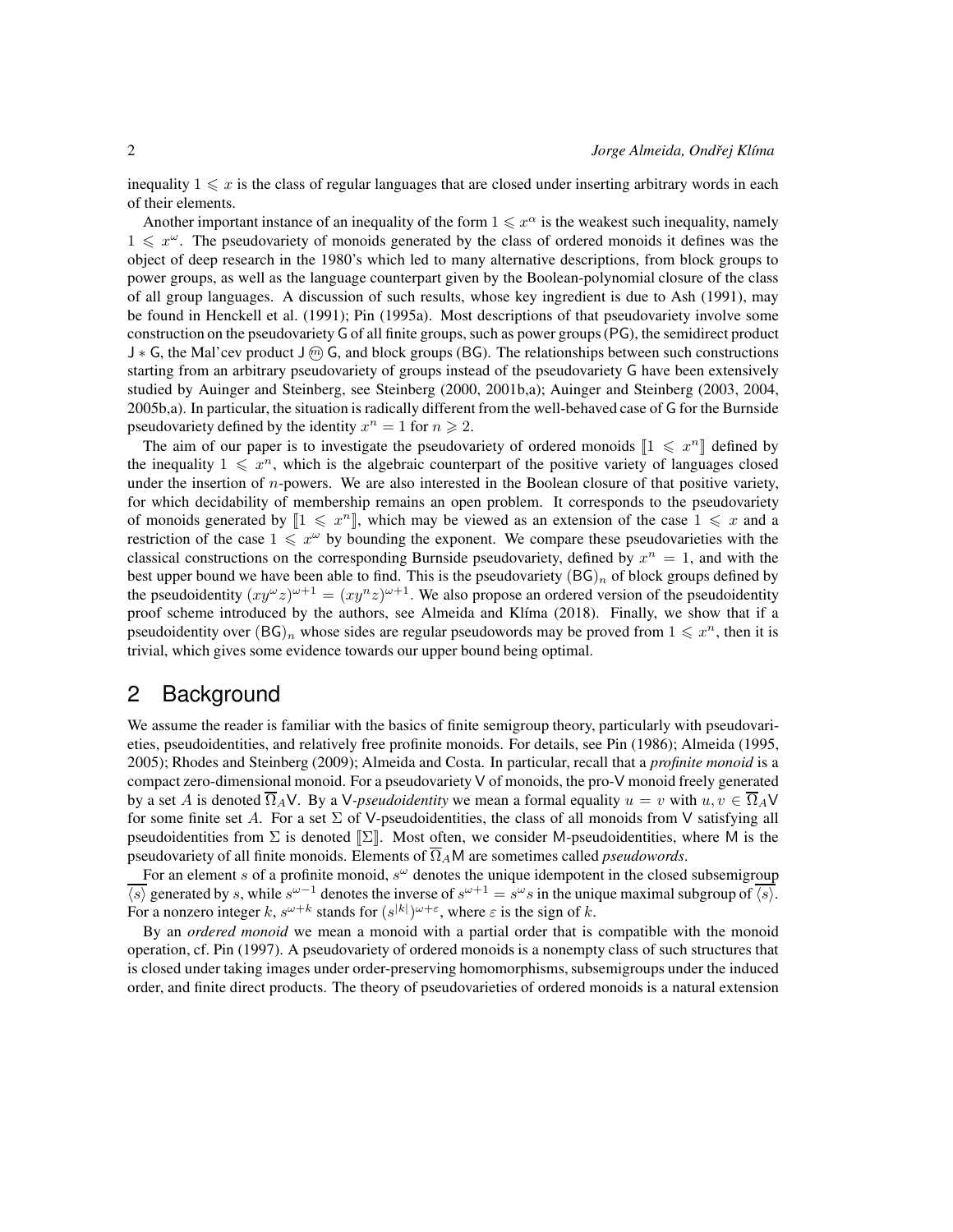inequality $1 \leqslant x$ is the class of regular languages that are closed under inserting arbitrary words in each of their elements.

Another important instance of an inequality of the form $1 \leqslant x^\alpha$ is the weakest such inequality, namely $1 \leqslant x^\omega$. The pseudovariety of monoids generated by the class of ordered monoids it defines was the object of deep research in the 1980's which led to many alternative descriptions, from block groups to power groups, as well as the language counterpart given by the Boolean-polynomial closure of the class of all group languages. A discussion of such results, whose key ingredient is due to Ash (1991), may be found in Henckell et al. (1991); Pin (1995a). Most descriptions of that pseudovariety involve some construction on the pseudovariety $\mathsf{G}$ of all finite groups, such as power groups ($\mathsf{PG}$), the semidirect product $\mathsf{J} * \mathsf{G}$, the Mal'cev product $\mathsf{J} \circledm \mathsf{G}$, and block groups ($\mathsf{BG}$). The relationships between such constructions starting from an arbitrary pseudovariety of groups instead of the pseudovariety $\mathsf{G}$ have been extensively studied by Auinger and Steinberg, see Steinberg (2000, 2001b,a); Auinger and Steinberg (2003, 2004, 2005b,a). In particular, the situation is radically different from the well-behaved case of $\mathsf{G}$ for the Burnside pseudovariety defined by the identity $x^n = 1$ for $n \geqslant 2$.

The aim of our paper is to investigate the pseudovariety of ordered monoids $[\![1 \leqslant x^n]\!]$ defined by the inequality $1 \leqslant x^n$, which is the algebraic counterpart of the positive variety of languages closed under the insertion of $n$-powers. We are also interested in the Boolean closure of that positive variety, for which decidability of membership remains an open problem. It corresponds to the pseudovariety of monoids generated by $[\![1 \leqslant x^n]\!]$, which may be viewed as an extension of the case $1 \leqslant x$ and a restriction of the case $1 \leqslant x^\omega$ by bounding the exponent. We compare these pseudovarieties with the classical constructions on the corresponding Burnside pseudovariety, defined by $x^n = 1$, and with the best upper bound we have been able to find. This is the pseudovariety $(\mathsf{BG})_n$ of block groups defined by the pseudoidentity $(xy^\omega z)^{\omega+1} = (xy^n z)^{\omega+1}$. We also propose an ordered version of the pseudoidentity proof scheme introduced by the authors, see Almeida and Klíma (2018). Finally, we show that if a pseudoidentity over $(\mathsf{BG})_n$ whose sides are regular pseudowords may be proved from $1 \leqslant x^n$, then it is trivial, which gives some evidence towards our upper bound being optimal.

## 2 Background

We assume the reader is familiar with the basics of finite semigroup theory, particularly with pseudovarieties, pseudoidentities, and relatively free profinite monoids. For details, see Pin (1986); Almeida (1995, 2005); Rhodes and Steinberg (2009); Almeida and Costa. In particular, recall that a *profinite monoid* is a compact zero-dimensional monoid. For a pseudovariety $\mathsf{V}$ of monoids, the pro-$\mathsf{V}$ monoid freely generated by a set $A$ is denoted $\overline{\Omega}_A\mathsf{V}$. By a $\mathsf{V}$-*pseudoidentity* we mean a formal equality $u = v$ with $u, v \in \overline{\Omega}_A\mathsf{V}$ for some finite set $A$. For a set $\Sigma$ of $\mathsf{V}$-pseudoidentities, the class of all monoids from $\mathsf{V}$ satisfying all pseudoidentities from $\Sigma$ is denoted $[\![\Sigma]\!]$. Most often, we consider $\mathsf{M}$-pseudoidentities, where $\mathsf{M}$ is the pseudovariety of all finite monoids. Elements of $\overline{\Omega}_A\mathsf{M}$ are sometimes called *pseudowords*.

For an element $s$ of a profinite monoid, $s^\omega$ denotes the unique idempotent in the closed subsemigroup $\overline{\langle s \rangle}$ generated by $s$, while $s^{\omega-1}$ denotes the inverse of $s^{\omega+1} = s^\omega s$ in the unique maximal subgroup of $\overline{\langle s \rangle}$. For a nonzero integer $k$, $s^{\omega+k}$ stands for $(s^{|k|})^{\omega+\varepsilon}$, where $\varepsilon$ is the sign of $k$.

By an *ordered monoid* we mean a monoid with a partial order that is compatible with the monoid operation, cf. Pin (1997). A pseudovariety of ordered monoids is a nonempty class of such structures that is closed under taking images under order-preserving homomorphisms, subsemigroups under the induced order, and finite direct products. The theory of pseudovarieties of ordered monoids is a natural extension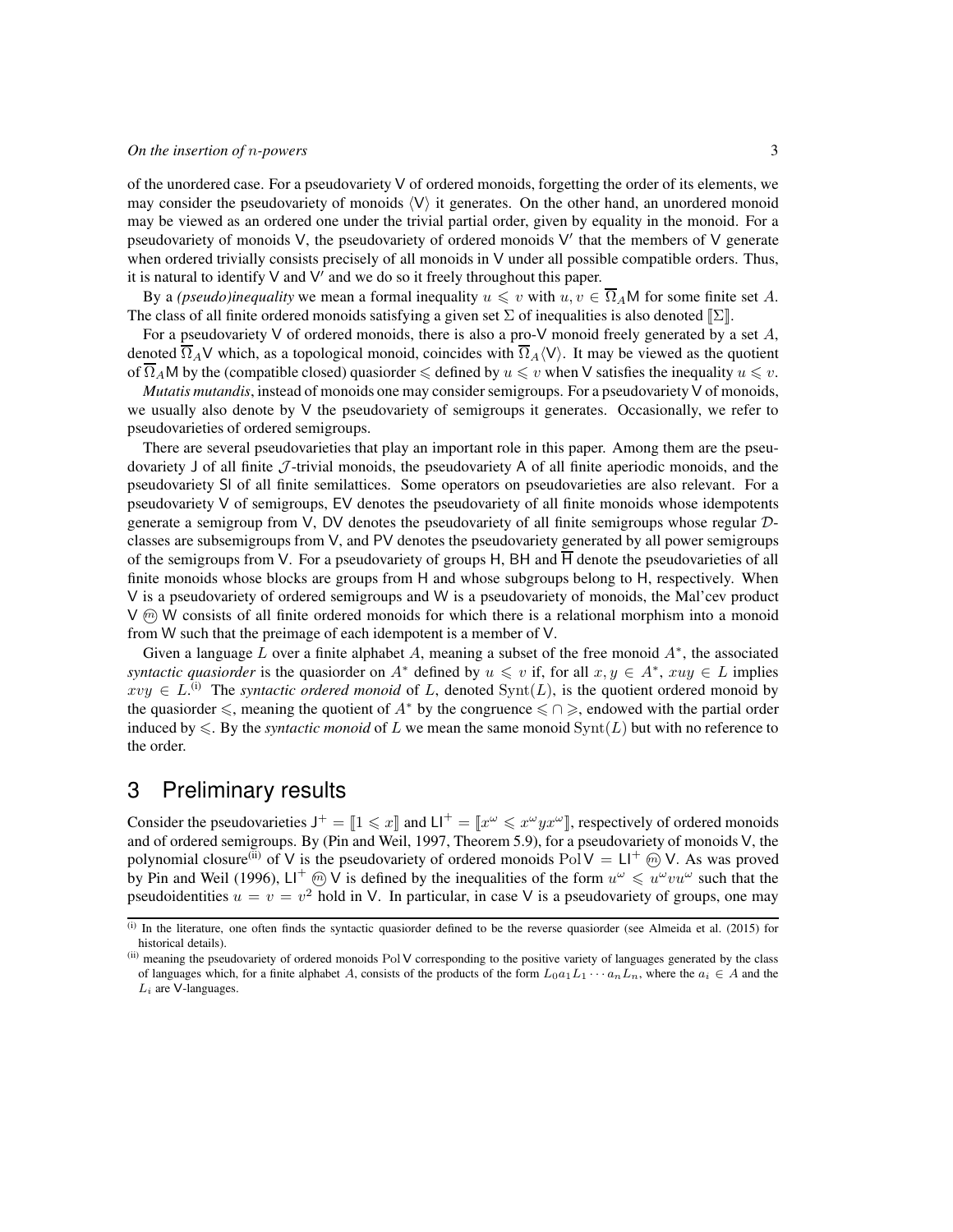of the unordered case. For a pseudovariety $\mathsf{V}$ of ordered monoids, forgetting the order of its elements, we may consider the pseudovariety of monoids $\langle\mathsf{V}\rangle$ it generates. On the other hand, an unordered monoid may be viewed as an ordered one under the trivial partial order, given by equality in the monoid. For a pseudovariety of monoids $\mathsf{V}$, the pseudovariety of ordered monoids $\mathsf{V}'$ that the members of $\mathsf{V}$ generate when ordered trivially consists precisely of all monoids in $\mathsf{V}$ under all possible compatible orders. Thus, it is natural to identify $\mathsf{V}$ and $\mathsf{V}'$ and we do so it freely throughout this paper.

By a *(pseudo)inequality* we mean a formal inequality $u \leqslant v$ with $u, v \in \overline{\Omega}_A\mathsf{M}$ for some finite set $A$. The class of all finite ordered monoids satisfying a given set $\Sigma$ of inequalities is also denoted $[\![\Sigma]\!]$.

For a pseudovariety $\mathsf{V}$ of ordered monoids, there is also a pro-$\mathsf{V}$ monoid freely generated by a set $A$, denoted $\overline{\Omega}_A\mathsf{V}$ which, as a topological monoid, coincides with $\overline{\Omega}_A\langle\mathsf{V}\rangle$. It may be viewed as the quotient of $\overline{\Omega}_A\mathsf{M}$ by the (compatible closed) quasiorder $\leqslant$ defined by $u \leqslant v$ when $\mathsf{V}$ satisfies the inequality $u \leqslant v$.

*Mutatis mutandis*, instead of monoids one may consider semigroups. For a pseudovariety $\mathsf{V}$ of monoids, we usually also denote by $\mathsf{V}$ the pseudovariety of semigroups it generates. Occasionally, we refer to pseudovarieties of ordered semigroups.

There are several pseudovarieties that play an important role in this paper. Among them are the pseudovariety $\mathsf{J}$ of all finite $\mathcal{J}$-trivial monoids, the pseudovariety $\mathsf{A}$ of all finite aperiodic monoids, and the pseudovariety $\mathsf{Sl}$ of all finite semilattices. Some operators on pseudovarieties are also relevant. For a pseudovariety $\mathsf{V}$ of semigroups, $\mathsf{EV}$ denotes the pseudovariety of all finite monoids whose idempotents generate a semigroup from $\mathsf{V}$, $\mathsf{DV}$ denotes the pseudovariety of all finite semigroups whose regular $\mathcal{D}$-classes are subsemigroups from $\mathsf{V}$, and $\mathsf{PV}$ denotes the pseudovariety generated by all power semigroups of the semigroups from $\mathsf{V}$. For a pseudovariety of groups $\mathsf{H}$, $\mathsf{BH}$ and $\overline{\mathsf{H}}$ denote the pseudovarieties of all finite monoids whose blocks are groups from $\mathsf{H}$ and whose subgroups belong to $\mathsf{H}$, respectively. When $\mathsf{V}$ is a pseudovariety of ordered semigroups and $\mathsf{W}$ is a pseudovariety of monoids, the Mal'cev product $\mathsf{V} \text{ⓜ} \mathsf{W}$ consists of all finite ordered monoids for which there is a relational morphism into a monoid from $\mathsf{W}$ such that the preimage of each idempotent is a member of $\mathsf{V}$.

Given a language $L$ over a finite alphabet $A$, meaning a subset of the free monoid $A^*$, the associated *syntactic quasiorder* is the quasiorder on $A^*$ defined by $u \leqslant v$ if, for all $x, y \in A^*$, $xuy \in L$ implies $xvy \in L$.[(i)] The *syntactic ordered monoid* of $L$, denoted $\mathrm{Synt}(L)$, is the quotient ordered monoid by the quasiorder $\leqslant$, meaning the quotient of $A^*$ by the congruence $\leqslant \cap \geqslant$, endowed with the partial order induced by $\leqslant$. By the *syntactic monoid* of $L$ we mean the same monoid $\mathrm{Synt}(L)$ but with no reference to the order.

## 3 Preliminary results

Consider the pseudovarieties $\mathsf{J}^+ = [\![1 \leqslant x]\!]$ and $\mathsf{LI}^+ = [\![x^\omega \leqslant x^\omega y x^\omega]\!]$, respectively of ordered monoids and of ordered semigroups. By (Pin and Weil, 1997, Theorem 5.9), for a pseudovariety of monoids $\mathsf{V}$, the polynomial closure[(ii)] of $\mathsf{V}$ is the pseudovariety of ordered monoids $\mathrm{Pol}\,\mathsf{V} = \mathsf{LI}^+ \text{ⓜ} \mathsf{V}$. As was proved by Pin and Weil (1996), $\mathsf{LI}^+ \text{ⓜ} \mathsf{V}$ is defined by the inequalities of the form $u^\omega \leqslant u^\omega v u^\omega$ such that the pseudoidentities $u = v = v^2$ hold in $\mathsf{V}$. In particular, in case $\mathsf{V}$ is a pseudovariety of groups, one may

---

[(i)] In the literature, one often finds the syntactic quasiorder defined to be the reverse quasiorder (see Almeida et al. (2015) for historical details).

[(ii)] meaning the pseudovariety of ordered monoids $\mathrm{Pol}\,\mathsf{V}$ corresponding to the positive variety of languages generated by the class of languages which, for a finite alphabet $A$, consists of the products of the form $L_0 a_1 L_1 \cdots a_n L_n$, where the $a_i \in A$ and the $L_i$ are $\mathsf{V}$-languages.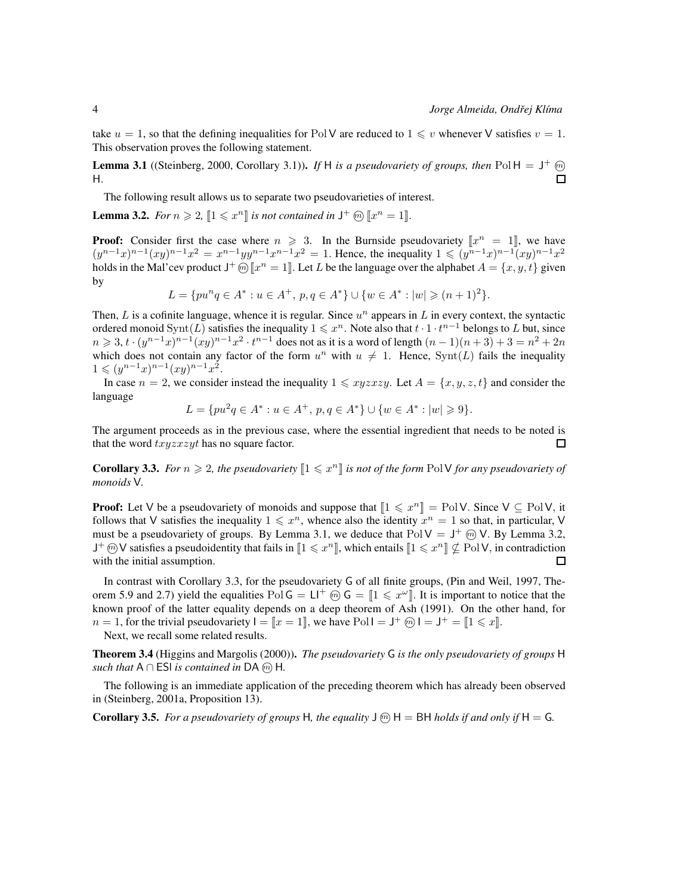take $u = 1$, so that the defining inequalities for $\operatorname{Pol} \mathsf{V}$ are reduced to $1 \leqslant v$ whenever $\mathsf{V}$ satisfies $v = 1$. This observation proves the following statement.

**Lemma 3.1** ((Steinberg, 2000, Corollary 3.1)). *If* $\mathsf{H}$ *is a pseudovariety of groups, then* $\operatorname{Pol} \mathsf{H} = \mathsf{J}^+ \circledast \mathsf{H}$. □

The following result allows us to separate two pseudovarieties of interest.

**Lemma 3.2.** *For* $n \geqslant 2$, $[\![1 \leqslant x^n]\!]$ *is not contained in* $\mathsf{J}^+ \circledast [\![x^n = 1]\!]$.

**Proof:** Consider first the case where $n \geqslant 3$. In the Burnside pseudovariety $[\![x^n = 1]\!]$, we have $(y^{n-1}x)^{n-1}(xy)^{n-1}x^2 = x^{n-1}yy^{n-1}x^{n-1}x^2 = 1$. Hence, the inequality $1 \leqslant (y^{n-1}x)^{n-1}(xy)^{n-1}x^2$ holds in the Mal'cev product $\mathsf{J}^+ \circledast [\![x^n = 1]\!]$. Let $L$ be the language over the alphabet $A = \{x, y, t\}$ given by

$$L = \{pu^n q \in A^* : u \in A^+,\ p, q \in A^*\} \cup \{w \in A^* : |w| \geqslant (n+1)^2\}.$$

Then, $L$ is a cofinite language, whence it is regular. Since $u^n$ appears in $L$ in every context, the syntactic ordered monoid $\operatorname{Synt}(L)$ satisfies the inequality $1 \leqslant x^n$. Note also that $t \cdot 1 \cdot t^{n-1}$ belongs to $L$ but, since $n \geqslant 3$, $t \cdot (y^{n-1}x)^{n-1}(xy)^{n-1}x^2 \cdot t^{n-1}$ does not as it is a word of length $(n-1)(n+3) + 3 = n^2 + 2n$ which does not contain any factor of the form $u^n$ with $u \neq 1$. Hence, $\operatorname{Synt}(L)$ fails the inequality $1 \leqslant (y^{n-1}x)^{n-1}(xy)^{n-1}x^2$.

In case $n = 2$, we consider instead the inequality $1 \leqslant xyzxzy$. Let $A = \{x, y, z, t\}$ and consider the language

$$L = \{pu^2 q \in A^* : u \in A^+,\ p, q \in A^*\} \cup \{w \in A^* : |w| \geqslant 9\}.$$

The argument proceeds as in the previous case, where the essential ingredient that needs to be noted is that the word $txyzxzyt$ has no square factor. □

**Corollary 3.3.** *For* $n \geqslant 2$, *the pseudovariety* $[\![1 \leqslant x^n]\!]$ *is not of the form* $\operatorname{Pol} \mathsf{V}$ *for any pseudovariety of monoids* $\mathsf{V}$.

**Proof:** Let $\mathsf{V}$ be a pseudovariety of monoids and suppose that $[\![1 \leqslant x^n]\!] = \operatorname{Pol} \mathsf{V}$. Since $\mathsf{V} \subseteq \operatorname{Pol} \mathsf{V}$, it follows that $\mathsf{V}$ satisfies the inequality $1 \leqslant x^n$, whence also the identity $x^n = 1$ so that, in particular, $\mathsf{V}$ must be a pseudovariety of groups. By Lemma 3.1, we deduce that $\operatorname{Pol} \mathsf{V} = \mathsf{J}^+ \circledast \mathsf{V}$. By Lemma 3.2, $\mathsf{J}^+ \circledast \mathsf{V}$ satisfies a pseudoidentity that fails in $[\![1 \leqslant x^n]\!]$, which entails $[\![1 \leqslant x^n]\!] \nsubseteq \operatorname{Pol} \mathsf{V}$, in contradiction with the initial assumption. □

In contrast with Corollary 3.3, for the pseudovariety $\mathsf{G}$ of all finite groups, (Pin and Weil, 1997, Theorem 5.9 and 2.7) yield the equalities $\operatorname{Pol} \mathsf{G} = \mathsf{LI}^+ \circledast \mathsf{G} = [\![1 \leqslant x^\omega]\!]$. It is important to notice that the known proof of the latter equality depends on a deep theorem of Ash (1991). On the other hand, for $n = 1$, for the trivial pseudovariety $\mathsf{I} = [\![x = 1]\!]$, we have $\operatorname{Pol} \mathsf{I} = \mathsf{J}^+ \circledast \mathsf{I} = \mathsf{J}^+ = [\![1 \leqslant x]\!]$.

Next, we recall some related results.

**Theorem 3.4** (Higgins and Margolis (2000)). *The pseudovariety* $\mathsf{G}$ *is the only pseudovariety of groups* $\mathsf{H}$ *such that* $\mathsf{A} \cap \mathsf{ESl}$ *is contained in* $\mathsf{DA} \circledast \mathsf{H}$.

The following is an immediate application of the preceding theorem which has already been observed in (Steinberg, 2001a, Proposition 13).

**Corollary 3.5.** *For a pseudovariety of groups* $\mathsf{H}$, *the equality* $\mathsf{J} \circledast \mathsf{H} = \mathsf{BH}$ *holds if and only if* $\mathsf{H} = \mathsf{G}$.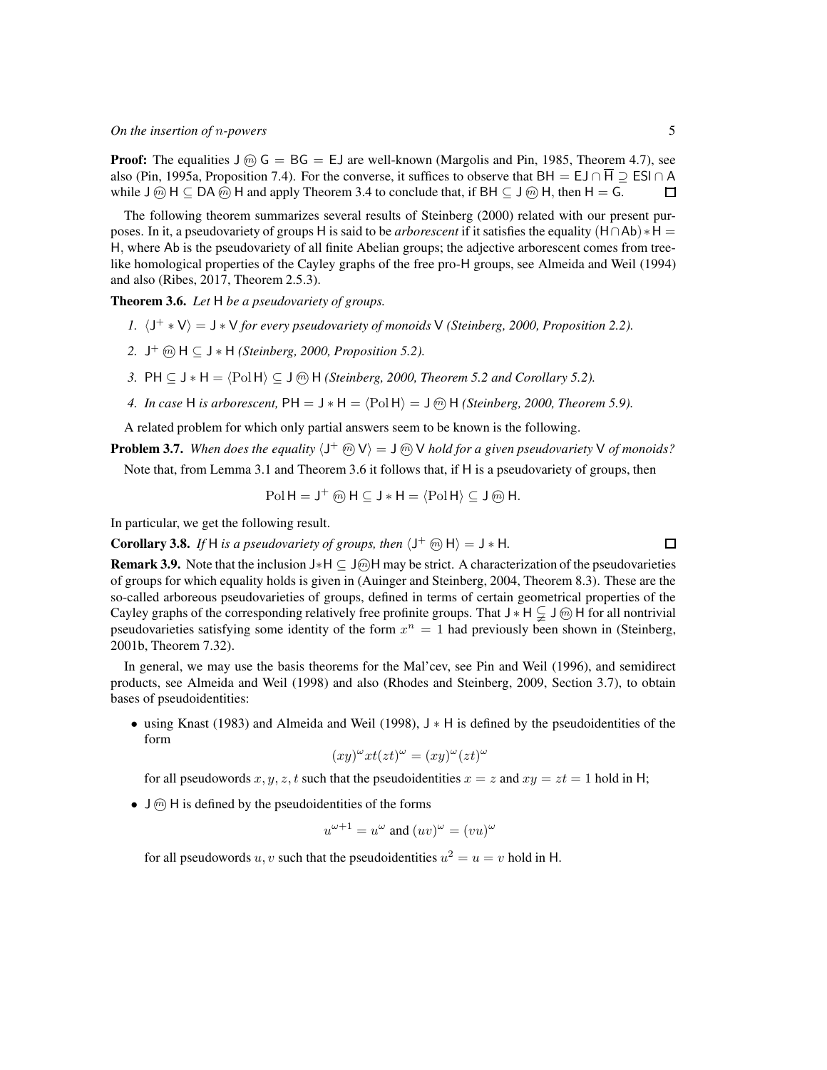**Proof:** The equalities $\mathsf{J} \,ⓜ\, \mathsf{G} = \mathsf{BG} = \mathsf{EJ}$ are well-known (Margolis and Pin, 1985, Theorem 4.7), see also (Pin, 1995a, Proposition 7.4). For the converse, it suffices to observe that $\mathsf{BH} = \mathsf{EJ} \cap \overline{\mathsf{H}} \supseteq \mathsf{ESl} \cap \mathsf{A}$ while $\mathsf{J} \,ⓜ\, \mathsf{H} \subseteq \mathsf{DA} \,ⓜ\, \mathsf{H}$ and apply Theorem 3.4 to conclude that, if $\mathsf{BH} \subseteq \mathsf{J} \,ⓜ\, \mathsf{H}$, then $\mathsf{H} = \mathsf{G}$. □

The following theorem summarizes several results of Steinberg (2000) related with our present purposes. In it, a pseudovariety of groups $\mathsf{H}$ is said to be *arborescent* if it satisfies the equality $(\mathsf{H} \cap \mathsf{Ab}) * \mathsf{H} = \mathsf{H}$, where $\mathsf{Ab}$ is the pseudovariety of all finite Abelian groups; the adjective arborescent comes from tree-like homological properties of the Cayley graphs of the free pro-$\mathsf{H}$ groups, see Almeida and Weil (1994) and also (Ribes, 2017, Theorem 2.5.3).

**Theorem 3.6.** *Let $\mathsf{H}$ be a pseudovariety of groups.*

1. *$\langle \mathsf{J}^+ * \mathsf{V} \rangle = \mathsf{J} * \mathsf{V}$ for every pseudovariety of monoids $\mathsf{V}$ (Steinberg, 2000, Proposition 2.2).*
2. *$\mathsf{J}^+ \,ⓜ\, \mathsf{H} \subseteq \mathsf{J} * \mathsf{H}$ (Steinberg, 2000, Proposition 5.2).*
3. *$\mathsf{PH} \subseteq \mathsf{J} * \mathsf{H} = \langle \mathrm{Pol}\, \mathsf{H} \rangle \subseteq \mathsf{J} \,ⓜ\, \mathsf{H}$ (Steinberg, 2000, Theorem 5.2 and Corollary 5.2).*
4. *In case $\mathsf{H}$ is arborescent, $\mathsf{PH} = \mathsf{J} * \mathsf{H} = \langle \mathrm{Pol}\, \mathsf{H} \rangle = \mathsf{J} \,ⓜ\, \mathsf{H}$ (Steinberg, 2000, Theorem 5.9).*

A related problem for which only partial answers seem to be known is the following.

**Problem 3.7.** *When does the equality $\langle \mathsf{J}^+ \,ⓜ\, \mathsf{V} \rangle = \mathsf{J} \,ⓜ\, \mathsf{V}$ hold for a given pseudovariety $\mathsf{V}$ of monoids?*

Note that, from Lemma 3.1 and Theorem 3.6 it follows that, if $\mathsf{H}$ is a pseudovariety of groups, then

$$\mathrm{Pol}\, \mathsf{H} = \mathsf{J}^+ \,ⓜ\, \mathsf{H} \subseteq \mathsf{J} * \mathsf{H} = \langle \mathrm{Pol}\, \mathsf{H} \rangle \subseteq \mathsf{J} \,ⓜ\, \mathsf{H}.$$

In particular, we get the following result.

**Corollary 3.8.** *If $\mathsf{H}$ is a pseudovariety of groups, then $\langle \mathsf{J}^+ \,ⓜ\, \mathsf{H} \rangle = \mathsf{J} * \mathsf{H}$.* □

**Remark 3.9.** Note that the inclusion $\mathsf{J} * \mathsf{H} \subseteq \mathsf{J} \,ⓜ\, \mathsf{H}$ may be strict. A characterization of the pseudovarieties of groups for which equality holds is given in (Auinger and Steinberg, 2004, Theorem 8.3). These are the so-called arboreous pseudovarieties of groups, defined in terms of certain geometrical properties of the Cayley graphs of the corresponding relatively free profinite groups. That $\mathsf{J} * \mathsf{H} \subsetneq \mathsf{J} \,ⓜ\, \mathsf{H}$ for all nontrivial pseudovarieties satisfying some identity of the form $x^n = 1$ had previously been shown in (Steinberg, 2001b, Theorem 7.32).

In general, we may use the basis theorems for the Mal'cev, see Pin and Weil (1996), and semidirect products, see Almeida and Weil (1998) and also (Rhodes and Steinberg, 2009, Section 3.7), to obtain bases of pseudoidentities:

- using Knast (1983) and Almeida and Weil (1998), $\mathsf{J} * \mathsf{H}$ is defined by the pseudoidentities of the form
$$(xy)^\omega xt(zt)^\omega = (xy)^\omega (zt)^\omega$$
for all pseudowords $x, y, z, t$ such that the pseudoidentities $x = z$ and $xy = zt = 1$ hold in $\mathsf{H}$;
- $\mathsf{J} \,ⓜ\, \mathsf{H}$ is defined by the pseudoidentities of the forms
$$u^{\omega+1} = u^\omega \text{ and } (uv)^\omega = (vu)^\omega$$
for all pseudowords $u, v$ such that the pseudoidentities $u^2 = u = v$ hold in $\mathsf{H}$.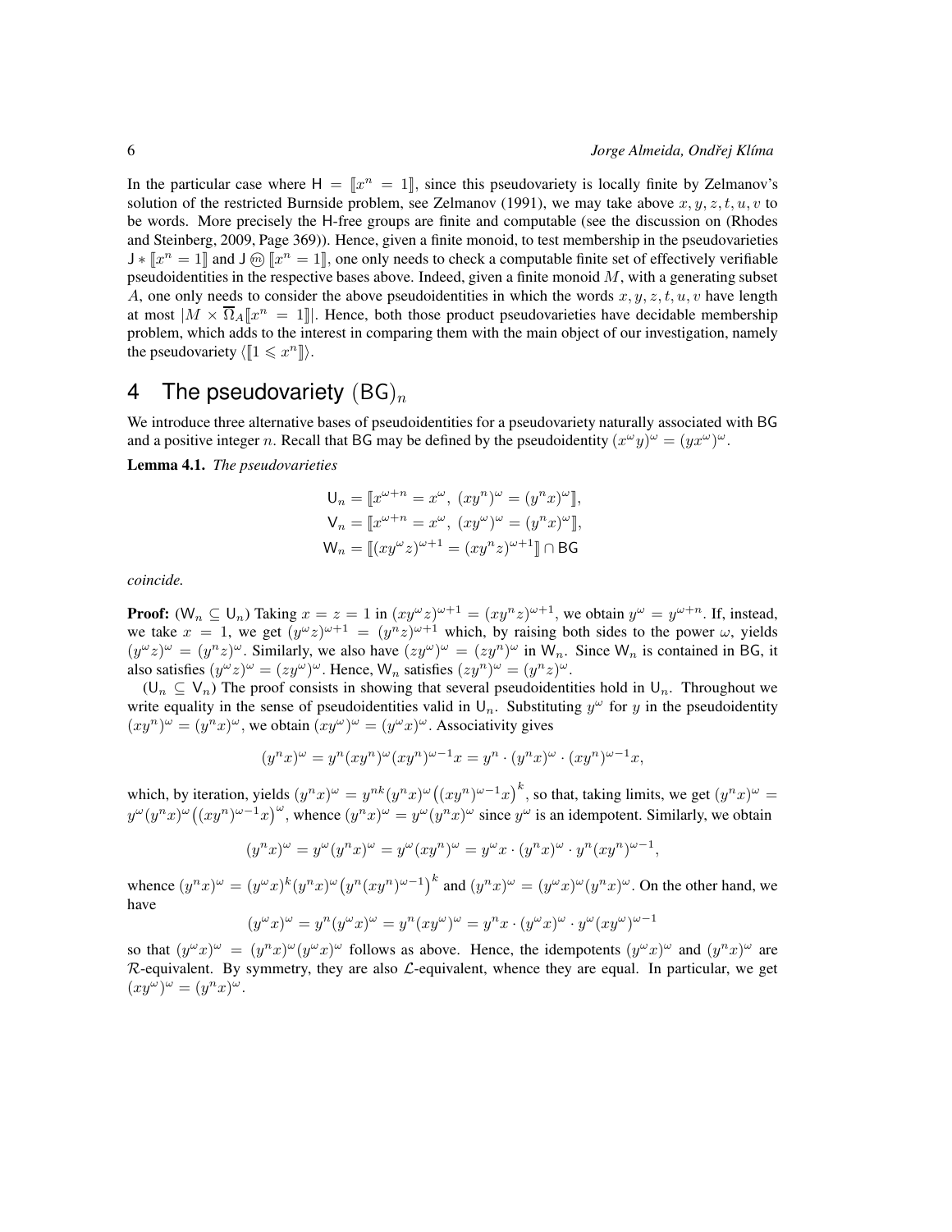In the particular case where $\mathsf{H} = [\![x^n = 1]\!]$, since this pseudovariety is locally finite by Zelmanov's solution of the restricted Burnside problem, see Zelmanov (1991), we may take above $x, y, z, t, u, v$ to be words. More precisely the H-free groups are finite and computable (see the discussion on (Rhodes and Steinberg, 2009, Page 369)). Hence, given a finite monoid, to test membership in the pseudovarieties $\mathsf{J} * [\![x^n = 1]\!]$ and $\mathsf{J} \textcircled{m} [\![x^n = 1]\!]$, one only needs to check a computable finite set of effectively verifiable pseudoidentities in the respective bases above. Indeed, given a finite monoid $M$, with a generating subset $A$, one only needs to consider the above pseudoidentities in which the words $x, y, z, t, u, v$ have length at most $|M \times \overline{\Omega}_A[\![x^n = 1]\!]|$. Hence, both those product pseudovarieties have decidable membership problem, which adds to the interest in comparing them with the main object of our investigation, namely the pseudovariety $\langle [\![1 \leqslant x^n]\!] \rangle$.

# 4 The pseudovariety $(\mathsf{BG})_n$

We introduce three alternative bases of pseudoidentities for a pseudovariety naturally associated with BG and a positive integer $n$. Recall that BG may be defined by the pseudoidentity $(x^\omega y)^\omega = (yx^\omega)^\omega$.

**Lemma 4.1.** *The pseudovarieties*

$$\mathsf{U}_n = [\![x^{\omega+n} = x^\omega,\ (xy^n)^\omega = (y^n x)^\omega]\!],$$
$$\mathsf{V}_n = [\![x^{\omega+n} = x^\omega,\ (xy^\omega)^\omega = (y^n x)^\omega]\!],$$
$$\mathsf{W}_n = [\![(xy^\omega z)^{\omega+1} = (xy^n z)^{\omega+1}]\!] \cap \mathsf{BG}$$

*coincide.*

**Proof:** ($\mathsf{W}_n \subseteq \mathsf{U}_n$) Taking $x = z = 1$ in $(xy^\omega z)^{\omega+1} = (xy^n z)^{\omega+1}$, we obtain $y^\omega = y^{\omega+n}$. If, instead, we take $x = 1$, we get $(y^\omega z)^{\omega+1} = (y^n z)^{\omega+1}$ which, by raising both sides to the power $\omega$, yields $(y^\omega z)^\omega = (y^n z)^\omega$. Similarly, we also have $(zy^\omega)^\omega = (zy^n)^\omega$ in $\mathsf{W}_n$. Since $\mathsf{W}_n$ is contained in BG, it also satisfies $(y^\omega z)^\omega = (zy^\omega)^\omega$. Hence, $\mathsf{W}_n$ satisfies $(zy^n)^\omega = (y^n z)^\omega$.

($\mathsf{U}_n \subseteq \mathsf{V}_n$) The proof consists in showing that several pseudoidentities hold in $\mathsf{U}_n$. Throughout we write equality in the sense of pseudoidentities valid in $\mathsf{U}_n$. Substituting $y^\omega$ for $y$ in the pseudoidentity $(xy^n)^\omega = (y^n x)^\omega$, we obtain $(xy^\omega)^\omega = (y^\omega x)^\omega$. Associativity gives

$$(y^n x)^\omega = y^n (xy^n)^\omega (xy^n)^{\omega-1} x = y^n \cdot (y^n x)^\omega \cdot (xy^n)^{\omega-1} x,$$

which, by iteration, yields $(y^n x)^\omega = y^{nk} (y^n x)^\omega \big((xy^n)^{\omega-1} x\big)^k$, so that, taking limits, we get $(y^n x)^\omega = y^\omega (y^n x)^\omega \big((xy^n)^{\omega-1} x\big)^\omega$, whence $(y^n x)^\omega = y^\omega (y^n x)^\omega$ since $y^\omega$ is an idempotent. Similarly, we obtain

$$(y^n x)^\omega = y^\omega (y^n x)^\omega = y^\omega (xy^n)^\omega = y^\omega x \cdot (y^n x)^\omega \cdot y^n (xy^n)^{\omega-1},$$

whence $(y^n x)^\omega = (y^\omega x)^k (y^n x)^\omega \big(y^n (xy^n)^{\omega-1}\big)^k$ and $(y^n x)^\omega = (y^\omega x)^\omega (y^n x)^\omega$. On the other hand, we have

$$(y^\omega x)^\omega = y^n (y^\omega x)^\omega = y^n (xy^\omega)^\omega = y^n x \cdot (y^\omega x)^\omega \cdot y^\omega (xy^\omega)^{\omega-1}$$

so that $(y^\omega x)^\omega = (y^n x)^\omega (y^\omega x)^\omega$ follows as above. Hence, the idempotents $(y^\omega x)^\omega$ and $(y^n x)^\omega$ are $\mathcal{R}$-equivalent. By symmetry, they are also $\mathcal{L}$-equivalent, whence they are equal. In particular, we get $(xy^\omega)^\omega = (y^n x)^\omega$.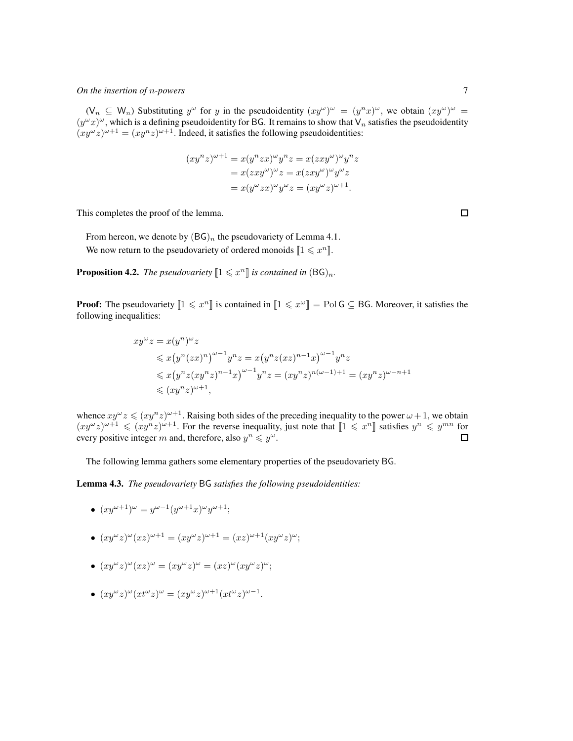($\mathsf{V}_n \subseteq \mathsf{W}_n$) Substituting $y^\omega$ for $y$ in the pseudoidentity $(xy^\omega)^\omega = (y^n x)^\omega$, we obtain $(xy^\omega)^\omega = (y^\omega x)^\omega$, which is a defining pseudoidentity for $\mathsf{BG}$. It remains to show that $\mathsf{V}_n$ satisfies the pseudoidentity $(xy^\omega z)^{\omega+1} = (xy^n z)^{\omega+1}$. Indeed, it satisfies the following pseudoidentities:

$$\begin{aligned}
(xy^n z)^{\omega+1} &= x(y^n zx)^\omega y^n z = x(zxy^\omega)^\omega y^n z \\
&= x(zxy^\omega)^\omega z = x(zxy^\omega)^\omega y^\omega z \\
&= x(y^\omega zx)^\omega y^\omega z = (xy^\omega z)^{\omega+1}.
\end{aligned}$$

This completes the proof of the lemma. $\square$

From hereon, we denote by $(\mathsf{BG})_n$ the pseudovariety of Lemma 4.1.

We now return to the pseudovariety of ordered monoids $[\![1 \leqslant x^n]\!]$.

**Proposition 4.2.** *The pseudovariety $[\![1 \leqslant x^n]\!]$ is contained in $(\mathsf{BG})_n$.*

**Proof:** The pseudovariety $[\![1 \leqslant x^n]\!]$ is contained in $[\![1 \leqslant x^\omega]\!] = \operatorname{Pol}\mathsf{G} \subseteq \mathsf{BG}$. Moreover, it satisfies the following inequalities:

$$\begin{aligned}
xy^\omega z &= x(y^n)^\omega z \\
&\leqslant x\big(y^n(zx)^n\big)^{\omega-1} y^n z = x\big(y^n z(xz)^{n-1}x\big)^{\omega-1} y^n z \\
&\leqslant x\big(y^n z(xy^n z)^{n-1}x\big)^{\omega-1} y^n z = (xy^n z)^{n(\omega-1)+1} = (xy^n z)^{\omega-n+1} \\
&\leqslant (xy^n z)^{\omega+1},
\end{aligned}$$

whence $xy^\omega z \leqslant (xy^n z)^{\omega+1}$. Raising both sides of the preceding inequality to the power $\omega+1$, we obtain $(xy^\omega z)^{\omega+1} \leqslant (xy^n z)^{\omega+1}$. For the reverse inequality, just note that $[\![1 \leqslant x^n]\!]$ satisfies $y^n \leqslant y^{mn}$ for every positive integer $m$ and, therefore, also $y^n \leqslant y^\omega$. $\square$

The following lemma gathers some elementary properties of the pseudovariety $\mathsf{BG}$.

**Lemma 4.3.** *The pseudovariety* $\mathsf{BG}$ *satisfies the following pseudoidentities:*

- $(xy^{\omega+1})^\omega = y^{\omega-1}(y^{\omega+1}x)^\omega y^{\omega+1}$;
- $(xy^\omega z)^\omega (xz)^{\omega+1} = (xy^\omega z)^{\omega+1} = (xz)^{\omega+1}(xy^\omega z)^\omega$;
- $(xy^\omega z)^\omega (xz)^\omega = (xy^\omega z)^\omega = (xz)^\omega (xy^\omega z)^\omega$;
- $(xy^\omega z)^\omega (xt^\omega z)^\omega = (xy^\omega z)^{\omega+1}(xt^\omega z)^{\omega-1}$.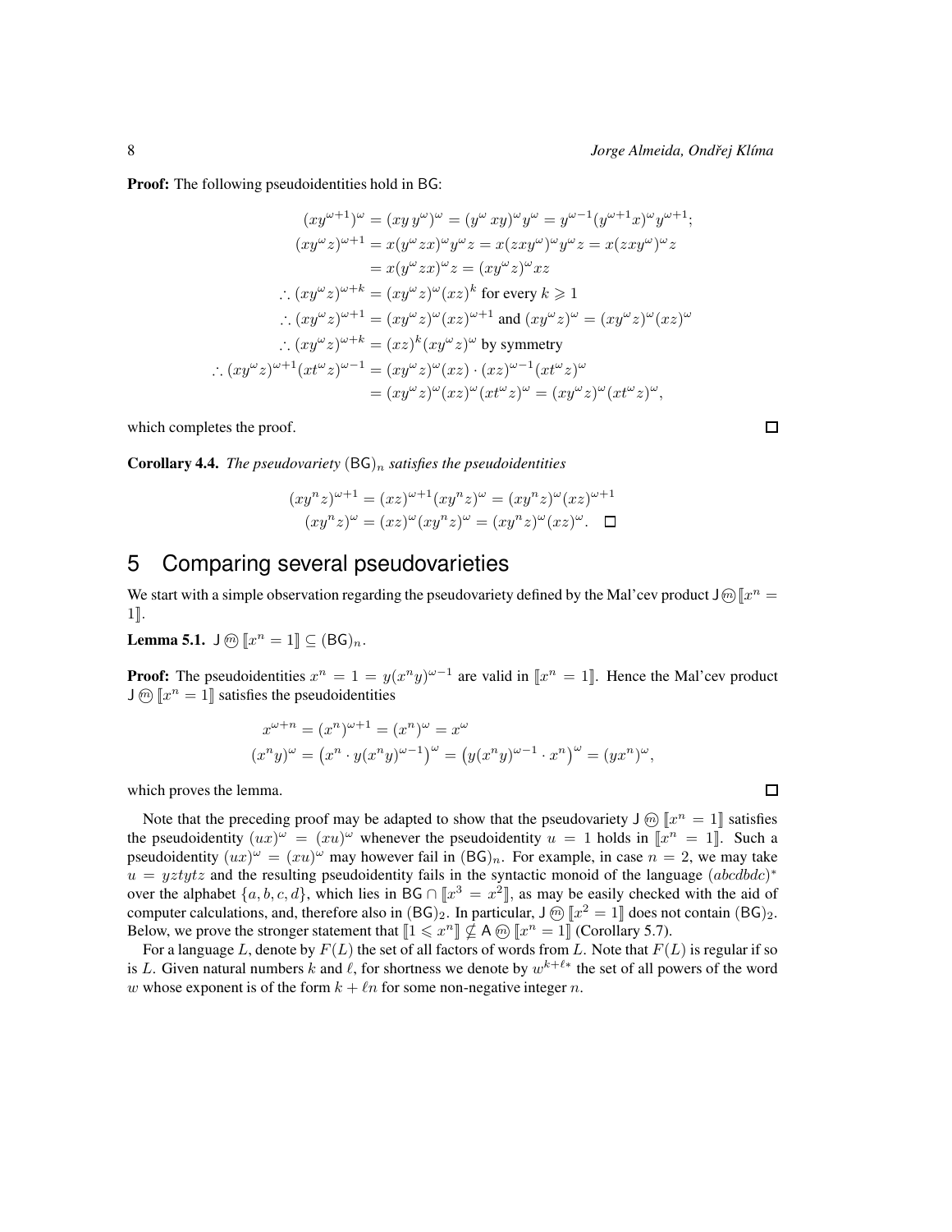**Proof:** The following pseudoidentities hold in $\mathsf{BG}$:

$$
\begin{aligned}
(xy^{\omega+1})^{\omega} &= (xy\,y^{\omega})^{\omega} = (y^{\omega}\,xy)^{\omega}y^{\omega} = y^{\omega-1}(y^{\omega+1}x)^{\omega}y^{\omega+1};\\
(xy^{\omega}z)^{\omega+1} &= x(y^{\omega}zx)^{\omega}y^{\omega}z = x(zxy^{\omega})^{\omega}y^{\omega}z = x(zxy^{\omega})^{\omega}z\\
&= x(y^{\omega}zx)^{\omega}z = (xy^{\omega}z)^{\omega}xz\\
\therefore (xy^{\omega}z)^{\omega+k} &= (xy^{\omega}z)^{\omega}(xz)^{k} \text{ for every } k \geqslant 1\\
\therefore (xy^{\omega}z)^{\omega+1} &= (xy^{\omega}z)^{\omega}(xz)^{\omega+1} \text{ and } (xy^{\omega}z)^{\omega} = (xy^{\omega}z)^{\omega}(xz)^{\omega}\\
\therefore (xy^{\omega}z)^{\omega+k} &= (xz)^{k}(xy^{\omega}z)^{\omega} \text{ by symmetry}\\
\therefore (xy^{\omega}z)^{\omega+1}(xt^{\omega}z)^{\omega-1} &= (xy^{\omega}z)^{\omega}(xz)\cdot(xz)^{\omega-1}(xt^{\omega}z)^{\omega}\\
&= (xy^{\omega}z)^{\omega}(xz)^{\omega}(xt^{\omega}z)^{\omega} = (xy^{\omega}z)^{\omega}(xt^{\omega}z)^{\omega},
\end{aligned}
$$

which completes the proof. □

**Corollary 4.4.** *The pseudovariety* $(\mathsf{BG})_n$ *satisfies the pseudoidentities*

$$
\begin{aligned}
(xy^nz)^{\omega+1} &= (xz)^{\omega+1}(xy^nz)^{\omega} = (xy^nz)^{\omega}(xz)^{\omega+1}\\
(xy^nz)^{\omega} &= (xz)^{\omega}(xy^nz)^{\omega} = (xy^nz)^{\omega}(xz)^{\omega}. \quad \square
\end{aligned}
$$

# 5 Comparing several pseudovarieties

We start with a simple observation regarding the pseudovariety defined by the Mal'cev product $\mathsf{J} \circledcirc [\![x^n = 1]\!]$.

**Lemma 5.1.** $\mathsf{J} \circledcirc [\![x^n = 1]\!] \subseteq (\mathsf{BG})_n$.

**Proof:** The pseudoidentities $x^n = 1 = y(x^ny)^{\omega-1}$ are valid in $[\![x^n = 1]\!]$. Hence the Mal'cev product $\mathsf{J} \circledcirc [\![x^n = 1]\!]$ satisfies the pseudoidentities

$$
\begin{aligned}
x^{\omega+n} &= (x^n)^{\omega+1} = (x^n)^{\omega} = x^{\omega}\\
(x^ny)^{\omega} &= \left(x^n \cdot y(x^ny)^{\omega-1}\right)^{\omega} = \left(y(x^ny)^{\omega-1}\cdot x^n\right)^{\omega} = (yx^n)^{\omega},
\end{aligned}
$$

which proves the lemma. □

Note that the preceding proof may be adapted to show that the pseudovariety $\mathsf{J} \circledcirc [\![x^n = 1]\!]$ satisfies the pseudoidentity $(ux)^{\omega} = (xu)^{\omega}$ whenever the pseudoidentity $u = 1$ holds in $[\![x^n = 1]\!]$. Such a pseudoidentity $(ux)^{\omega} = (xu)^{\omega}$ may however fail in $(\mathsf{BG})_n$. For example, in case $n = 2$, we may take $u = yztytz$ and the resulting pseudoidentity fails in the syntactic monoid of the language $(abcdbdc)^*$ over the alphabet $\{a, b, c, d\}$, which lies in $\mathsf{BG} \cap [\![x^3 = x^2]\!]$, as may be easily checked with the aid of computer calculations, and, therefore also in $(\mathsf{BG})_2$. In particular, $\mathsf{J} \circledcirc [\![x^2 = 1]\!]$ does not contain $(\mathsf{BG})_2$. Below, we prove the stronger statement that $[\![1 \leqslant x^n]\!] \nsubseteq \mathsf{A} \circledcirc [\![x^n = 1]\!]$ (Corollary 5.7).

For a language $L$, denote by $F(L)$ the set of all factors of words from $L$. Note that $F(L)$ is regular if so is $L$. Given natural numbers $k$ and $\ell$, for shortness we denote by $w^{k+\ell*}$ the set of all powers of the word $w$ whose exponent is of the form $k + \ell n$ for some non-negative integer $n$.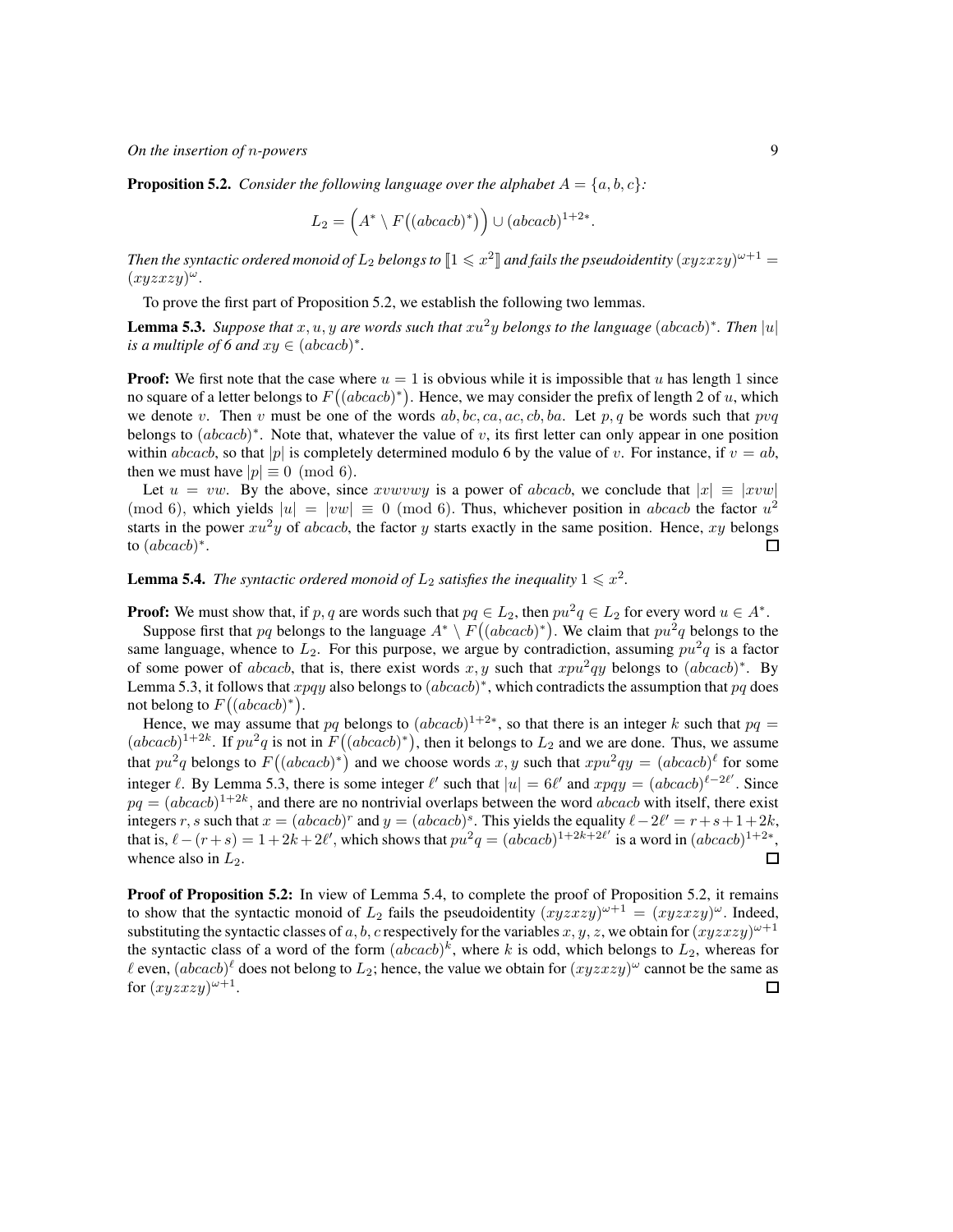**Proposition 5.2.** *Consider the following language over the alphabet $A = \{a, b, c\}$:*

$$L_2 = \Big(A^* \setminus F\big((abcacb)^*\big)\Big) \cup (abcacb)^{1+2*}.$$

*Then the syntactic ordered monoid of $L_2$ belongs to $[\![1 \leqslant x^2]\!]$ and fails the pseudoidentity $(xyzxzy)^{\omega+1} = (xyzxzy)^\omega$.*

To prove the first part of Proposition 5.2, we establish the following two lemmas.

**Lemma 5.3.** *Suppose that $x, u, y$ are words such that $xu^2y$ belongs to the language $(abcacb)^*$. Then $|u|$ is a multiple of 6 and $xy \in (abcacb)^*$.*

**Proof:** We first note that the case where $u = 1$ is obvious while it is impossible that $u$ has length 1 since no square of a letter belongs to $F\big((abcacb)^*\big)$. Hence, we may consider the prefix of length 2 of $u$, which we denote $v$. Then $v$ must be one of the words $ab, bc, ca, ac, cb, ba$. Let $p, q$ be words such that $pvq$ belongs to $(abcacb)^*$. Note that, whatever the value of $v$, its first letter can only appear in one position within $abcacb$, so that $|p|$ is completely determined modulo 6 by the value of $v$. For instance, if $v = ab$, then we must have $|p| \equiv 0 \pmod 6$.

Let $u = vw$. By the above, since $xvwvwy$ is a power of $abcacb$, we conclude that $|x| \equiv |xvw| \pmod 6$, which yields $|u| = |vw| \equiv 0 \pmod 6$. Thus, whichever position in $abcacb$ the factor $u^2$ starts in the power $xu^2y$ of $abcacb$, the factor $y$ starts exactly in the same position. Hence, $xy$ belongs to $(abcacb)^*$. □

**Lemma 5.4.** *The syntactic ordered monoid of $L_2$ satisfies the inequality $1 \leqslant x^2$.*

**Proof:** We must show that, if $p, q$ are words such that $pq \in L_2$, then $pu^2q \in L_2$ for every word $u \in A^*$.

Suppose first that $pq$ belongs to the language $A^* \setminus F\big((abcacb)^*\big)$. We claim that $pu^2q$ belongs to the same language, whence to $L_2$. For this purpose, we argue by contradiction, assuming $pu^2q$ is a factor of some power of $abcacb$, that is, there exist words $x, y$ such that $xpu^2qy$ belongs to $(abcacb)^*$. By Lemma 5.3, it follows that $xpqy$ also belongs to $(abcacb)^*$, which contradicts the assumption that $pq$ does not belong to $F\big((abcacb)^*\big)$.

Hence, we may assume that $pq$ belongs to $(abcacb)^{1+2*}$, so that there is an integer $k$ such that $pq = (abcacb)^{1+2k}$. If $pu^2q$ is not in $F\big((abcacb)^*\big)$, then it belongs to $L_2$ and we are done. Thus, we assume that $pu^2q$ belongs to $F\big((abcacb)^*\big)$ and we choose words $x, y$ such that $xpu^2qy = (abcacb)^\ell$ for some integer $\ell$. By Lemma 5.3, there is some integer $\ell'$ such that $|u| = 6\ell'$ and $xpqy = (abcacb)^{\ell-2\ell'}$. Since $pq = (abcacb)^{1+2k}$, and there are no nontrivial overlaps between the word $abcacb$ with itself, there exist integers $r, s$ such that $x = (abcacb)^r$ and $y = (abcacb)^s$. This yields the equality $\ell - 2\ell' = r + s + 1 + 2k$, that is, $\ell - (r+s) = 1 + 2k + 2\ell'$, which shows that $pu^2q = (abcacb)^{1+2k+2\ell'}$ is a word in $(abcacb)^{1+2*}$, whence also in $L_2$. □

**Proof of Proposition 5.2:** In view of Lemma 5.4, to complete the proof of Proposition 5.2, it remains to show that the syntactic monoid of $L_2$ fails the pseudoidentity $(xyzxzy)^{\omega+1} = (xyzxzy)^\omega$. Indeed, substituting the syntactic classes of $a, b, c$ respectively for the variables $x, y, z$, we obtain for $(xyzxzy)^{\omega+1}$ the syntactic class of a word of the form $(abcacb)^k$, where $k$ is odd, which belongs to $L_2$, whereas for $\ell$ even, $(abcacb)^\ell$ does not belong to $L_2$; hence, the value we obtain for $(xyzxzy)^\omega$ cannot be the same as for $(xyzxzy)^{\omega+1}$. □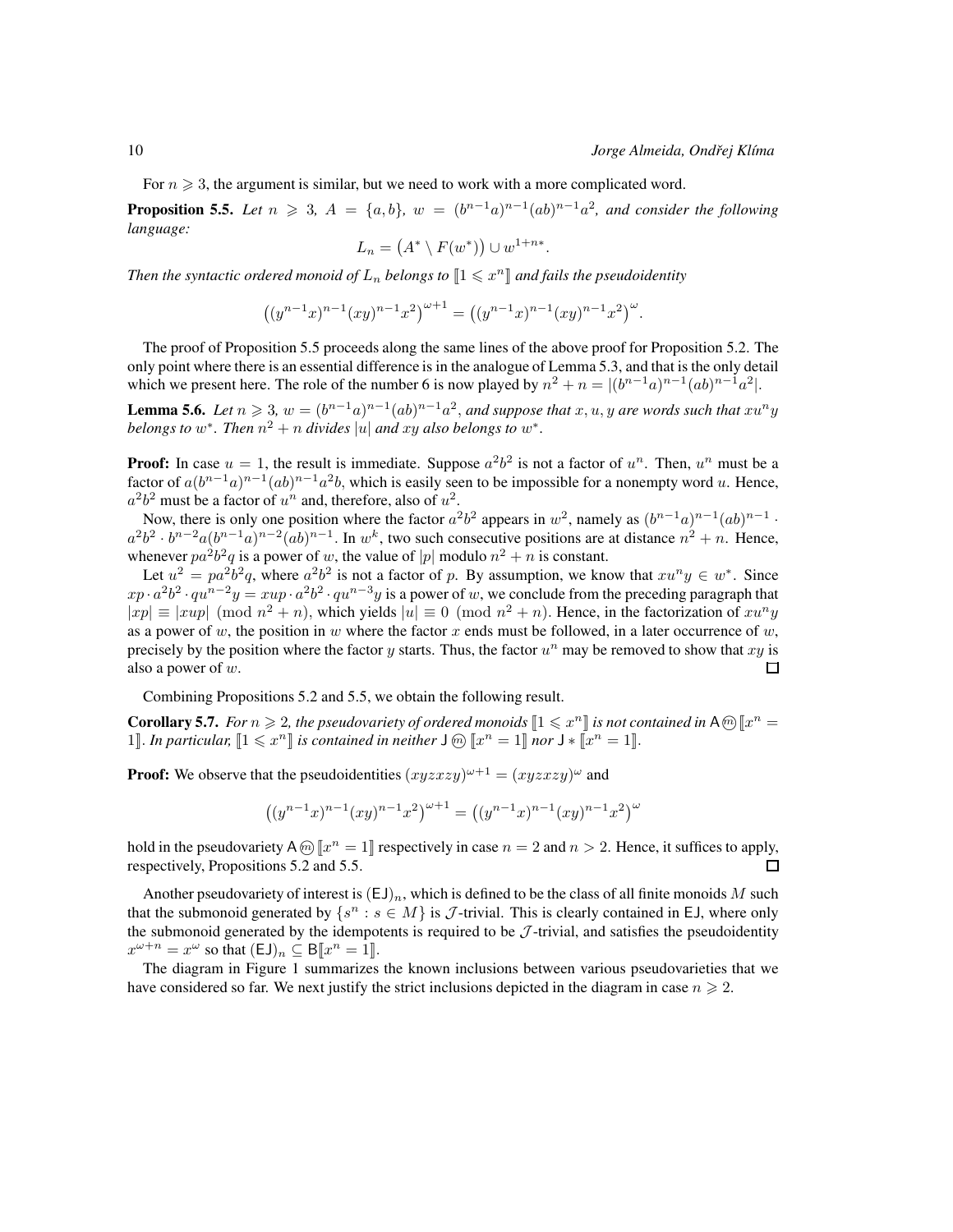For $n \geqslant 3$, the argument is similar, but we need to work with a more complicated word.

**Proposition 5.5.** *Let $n \geqslant 3$, $A = \{a, b\}$, $w = (b^{n-1}a)^{n-1}(ab)^{n-1}a^2$, and consider the following language:*

$$L_n = \big(A^* \setminus F(w^*)\big) \cup w^{1+n*}.$$

*Then the syntactic ordered monoid of $L_n$ belongs to $[\![1 \leqslant x^n]\!]$ and fails the pseudoidentity*

$$\big((y^{n-1}x)^{n-1}(xy)^{n-1}x^2\big)^{\omega+1} = \big((y^{n-1}x)^{n-1}(xy)^{n-1}x^2\big)^{\omega}.$$

The proof of Proposition 5.5 proceeds along the same lines of the above proof for Proposition 5.2. The only point where there is an essential difference is in the analogue of Lemma 5.3, and that is the only detail which we present here. The role of the number 6 is now played by $n^2 + n = |(b^{n-1}a)^{n-1}(ab)^{n-1}a^2|$.

**Lemma 5.6.** *Let $n \geqslant 3$, $w = (b^{n-1}a)^{n-1}(ab)^{n-1}a^2$, and suppose that $x, u, y$ are words such that $xu^ny$ belongs to $w^*$. Then $n^2 + n$ divides $|u|$ and $xy$ also belongs to $w^*$.*

**Proof:** In case $u = 1$, the result is immediate. Suppose $a^2b^2$ is not a factor of $u^n$. Then, $u^n$ must be a factor of $a(b^{n-1}a)^{n-1}(ab)^{n-1}a^2b$, which is easily seen to be impossible for a nonempty word $u$. Hence, $a^2b^2$ must be a factor of $u^n$ and, therefore, also of $u^2$.

Now, there is only one position where the factor $a^2b^2$ appears in $w^2$, namely as $(b^{n-1}a)^{n-1}(ab)^{n-1} \cdot a^2b^2 \cdot b^{n-2}a(b^{n-1}a)^{n-2}(ab)^{n-1}$. In $w^k$, two such consecutive positions are at distance $n^2 + n$. Hence, whenever $pa^2b^2q$ is a power of $w$, the value of $|p|$ modulo $n^2 + n$ is constant.

Let $u^2 = pa^2b^2q$, where $a^2b^2$ is not a factor of $p$. By assumption, we know that $xu^ny \in w^*$. Since $xp \cdot a^2b^2 \cdot qu^{n-2}y = xup \cdot a^2b^2 \cdot qu^{n-3}y$ is a power of $w$, we conclude from the preceding paragraph that $|xp| \equiv |xup| \pmod{n^2 + n}$, which yields $|u| \equiv 0 \pmod{n^2 + n}$. Hence, in the factorization of $xu^ny$ as a power of $w$, the position in $w$ where the factor $x$ ends must be followed, in a later occurrence of $w$, precisely by the position where the factor $y$ starts. Thus, the factor $u^n$ may be removed to show that $xy$ is also a power of $w$. $\square$

Combining Propositions 5.2 and 5.5, we obtain the following result.

**Corollary 5.7.** *For $n \geqslant 2$, the pseudovariety of ordered monoids $[\![1 \leqslant x^n]\!]$ is not contained in $\mathsf{A} \textcircled{m} [\![x^n = 1]\!]$. In particular, $[\![1 \leqslant x^n]\!]$ is contained in neither $\mathsf{J} \textcircled{m} [\![x^n = 1]\!]$ nor $\mathsf{J} * [\![x^n = 1]\!]$.*

**Proof:** We observe that the pseudoidentities $(xyzxzy)^{\omega+1} = (xyzxzy)^{\omega}$ and

$$\big((y^{n-1}x)^{n-1}(xy)^{n-1}x^2\big)^{\omega+1} = \big((y^{n-1}x)^{n-1}(xy)^{n-1}x^2\big)^{\omega}$$

hold in the pseudovariety $\mathsf{A} \textcircled{m} [\![x^n = 1]\!]$ respectively in case $n = 2$ and $n > 2$. Hence, it suffices to apply, respectively, Propositions 5.2 and 5.5. $\square$

Another pseudovariety of interest is $(\mathsf{EJ})_n$, which is defined to be the class of all finite monoids $M$ such that the submonoid generated by $\{s^n : s \in M\}$ is $\mathcal{J}$-trivial. This is clearly contained in $\mathsf{EJ}$, where only the submonoid generated by the idempotents is required to be $\mathcal{J}$-trivial, and satisfies the pseudoidentity $x^{\omega+n} = x^{\omega}$ so that $(\mathsf{EJ})_n \subseteq \mathsf{B}[\![x^n = 1]\!]$.

The diagram in Figure 1 summarizes the known inclusions between various pseudovarieties that we have considered so far. We next justify the strict inclusions depicted in the diagram in case $n \geqslant 2$.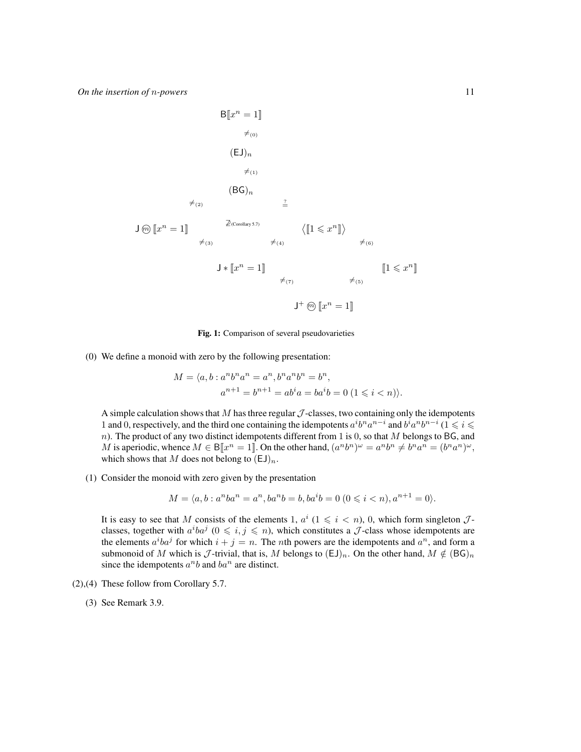$\mathsf{B}[\![x^n = 1]\!]$

$\neq_{(0)}$

$(\mathsf{EJ})_n$

$\neq_{(1)}$

$(\mathsf{BG})_n$

$\neq_{(2)}$ $\quad \overset{?}{=}$

$\mathsf{J} \circledm [\![x^n = 1]\!]$ $\quad \not\supseteq_{\text{(Corollary 5.7)}}$ $\quad \langle [\![1 \leqslant x^n]\!] \rangle$

$\neq_{(3)}$ $\quad \neq_{(4)}$ $\quad \neq_{(6)}$

$\mathsf{J} * [\![x^n = 1]\!]$ $\quad [\![1 \leqslant x^n]\!]$

$\neq_{(7)}$ $\quad \neq_{(5)}$

$\mathsf{J}^+ \circledm [\![x^n = 1]\!]$

**Fig. 1:** Comparison of several pseudovarieties

(0) We define a monoid with zero by the following presentation:

$$M = \langle a, b : a^n b^n a^n = a^n, b^n a^n b^n = b^n, \\ a^{n+1} = b^{n+1} = ab^i a = ba^i b = 0 \ (1 \leqslant i < n) \rangle.$$

A simple calculation shows that $M$ has three regular $\mathcal{J}$-classes, two containing only the idempotents 1 and 0, respectively, and the third one containing the idempotents $a^i b^n a^{n-i}$ and $b^i a^n b^{n-i}$ ($1 \leqslant i \leqslant n$). The product of any two distinct idempotents different from 1 is 0, so that $M$ belongs to $\mathsf{BG}$, and $M$ is aperiodic, whence $M \in \mathsf{B}[\![x^n = 1]\!]$. On the other hand, $(a^n b^n)^\omega = a^n b^n \neq b^n a^n = (b^n a^n)^\omega$, which shows that $M$ does not belong to $(\mathsf{EJ})_n$.

(1) Consider the monoid with zero given by the presentation

$$M = \langle a, b : a^n b a^n = a^n, b a^n b = b, b a^i b = 0 \ (0 \leqslant i < n), a^{n+1} = 0 \rangle.$$

It is easy to see that $M$ consists of the elements 1, $a^i$ ($1 \leqslant i < n$), 0, which form singleton $\mathcal{J}$-classes, together with $a^i b a^j$ ($0 \leqslant i, j \leqslant n$), which constitutes a $\mathcal{J}$-class whose idempotents are the elements $a^i b a^j$ for which $i + j = n$. The $n$th powers are the idempotents and $a^n$, and form a submonoid of $M$ which is $\mathcal{J}$-trivial, that is, $M$ belongs to $(\mathsf{EJ})_n$. On the other hand, $M \notin (\mathsf{BG})_n$ since the idempotents $a^n b$ and $b a^n$ are distinct.

(2),(4) These follow from Corollary 5.7.

(3) See Remark 3.9.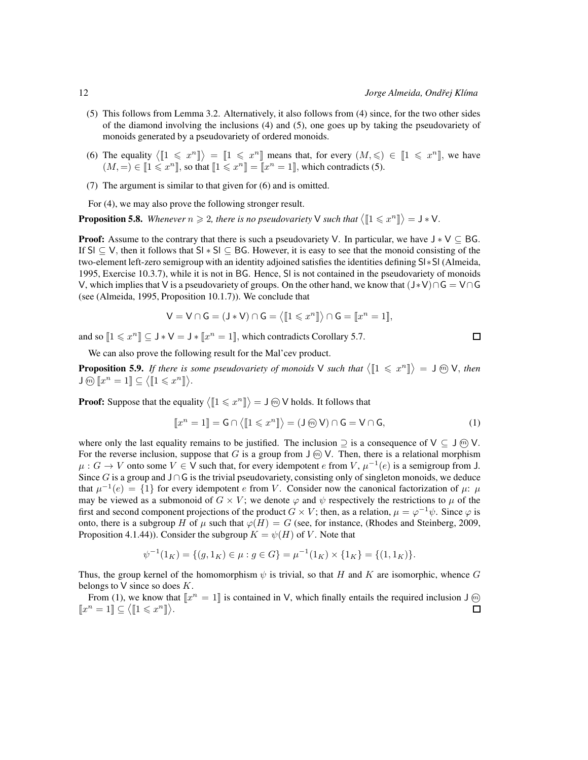(5) This follows from Lemma 3.2. Alternatively, it also follows from (4) since, for the two other sides of the diamond involving the inclusions (4) and (5), one goes up by taking the pseudovariety of monoids generated by a pseudovariety of ordered monoids.

(6) The equality $\langle [\![1 \leqslant x^n]\!] \rangle = [\![1 \leqslant x^n]\!]$ means that, for every $(M, \leqslant) \in [\![1 \leqslant x^n]\!]$, we have $(M, =) \in [\![1 \leqslant x^n]\!]$, so that $[\![1 \leqslant x^n]\!] = [\![x^n = 1]\!]$, which contradicts (5).

(7) The argument is similar to that given for (6) and is omitted.

For (4), we may also prove the following stronger result.

**Proposition 5.8.** *Whenever $n \geqslant 2$, there is no pseudovariety $\mathsf{V}$ such that $\langle [\![1 \leqslant x^n]\!] \rangle = \mathsf{J} * \mathsf{V}$.*

**Proof:** Assume to the contrary that there is such a pseudovariety $\mathsf{V}$. In particular, we have $\mathsf{J} * \mathsf{V} \subseteq \mathsf{BG}$. If $\mathsf{Sl} \subseteq \mathsf{V}$, then it follows that $\mathsf{Sl} * \mathsf{Sl} \subseteq \mathsf{BG}$. However, it is easy to see that the monoid consisting of the two-element left-zero semigroup with an identity adjoined satisfies the identities defining $\mathsf{Sl} * \mathsf{Sl}$ (Almeida, 1995, Exercise 10.3.7), while it is not in $\mathsf{BG}$. Hence, $\mathsf{Sl}$ is not contained in the pseudovariety of monoids $\mathsf{V}$, which implies that $\mathsf{V}$ is a pseudovariety of groups. On the other hand, we know that $(\mathsf{J} * \mathsf{V}) \cap \mathsf{G} = \mathsf{V} \cap \mathsf{G}$ (see (Almeida, 1995, Proposition 10.1.7)). We conclude that

$$\mathsf{V} = \mathsf{V} \cap \mathsf{G} = (\mathsf{J} * \mathsf{V}) \cap \mathsf{G} = \langle [\![1 \leqslant x^n]\!] \rangle \cap \mathsf{G} = [\![x^n = 1]\!],$$

and so $[\![1 \leqslant x^n]\!] \subseteq \mathsf{J} * \mathsf{V} = \mathsf{J} * [\![x^n = 1]\!]$, which contradicts Corollary 5.7. $\square$

We can also prove the following result for the Mal'cev product.

**Proposition 5.9.** *If there is some pseudovariety of monoids $\mathsf{V}$ such that $\langle [\![1 \leqslant x^n]\!] \rangle = \mathsf{J} \circledm \mathsf{V}$, then $\mathsf{J} \circledm [\![x^n = 1]\!] \subseteq \langle [\![1 \leqslant x^n]\!] \rangle$.*

**Proof:** Suppose that the equality $\langle [\![1 \leqslant x^n]\!] \rangle = \mathsf{J} \circledm \mathsf{V}$ holds. It follows that

$$[\![x^n = 1]\!] = \mathsf{G} \cap \langle [\![1 \leqslant x^n]\!] \rangle = (\mathsf{J} \circledm \mathsf{V}) \cap \mathsf{G} = \mathsf{V} \cap \mathsf{G}, \tag{1}$$

where only the last equality remains to be justified. The inclusion $\supseteq$ is a consequence of $\mathsf{V} \subseteq \mathsf{J} \circledm \mathsf{V}$. For the reverse inclusion, suppose that $G$ is a group from $\mathsf{J} \circledm \mathsf{V}$. Then, there is a relational morphism $\mu : G \to V$ onto some $V \in \mathsf{V}$ such that, for every idempotent $e$ from $V$, $\mu^{-1}(e)$ is a semigroup from $\mathsf{J}$. Since $G$ is a group and $\mathsf{J} \cap \mathsf{G}$ is the trivial pseudovariety, consisting only of singleton monoids, we deduce that $\mu^{-1}(e) = \{1\}$ for every idempotent $e$ from $V$. Consider now the canonical factorization of $\mu$: $\mu$ may be viewed as a submonoid of $G \times V$; we denote $\varphi$ and $\psi$ respectively the restrictions to $\mu$ of the first and second component projections of the product $G \times V$; then, as a relation, $\mu = \varphi^{-1}\psi$. Since $\varphi$ is onto, there is a subgroup $H$ of $\mu$ such that $\varphi(H) = G$ (see, for instance, (Rhodes and Steinberg, 2009, Proposition 4.1.44)). Consider the subgroup $K = \psi(H)$ of $V$. Note that

$$\psi^{-1}(1_K) = \{(g, 1_K) \in \mu : g \in G\} = \mu^{-1}(1_K) \times \{1_K\} = \{(1, 1_K)\}.$$

Thus, the group kernel of the homomorphism $\psi$ is trivial, so that $H$ and $K$ are isomorphic, whence $G$ belongs to $\mathsf{V}$ since so does $K$.

From (1), we know that $[\![x^n = 1]\!]$ is contained in $\mathsf{V}$, which finally entails the required inclusion $\mathsf{J} \circledm [\![x^n = 1]\!] \subseteq \langle [\![1 \leqslant x^n]\!] \rangle$. $\square$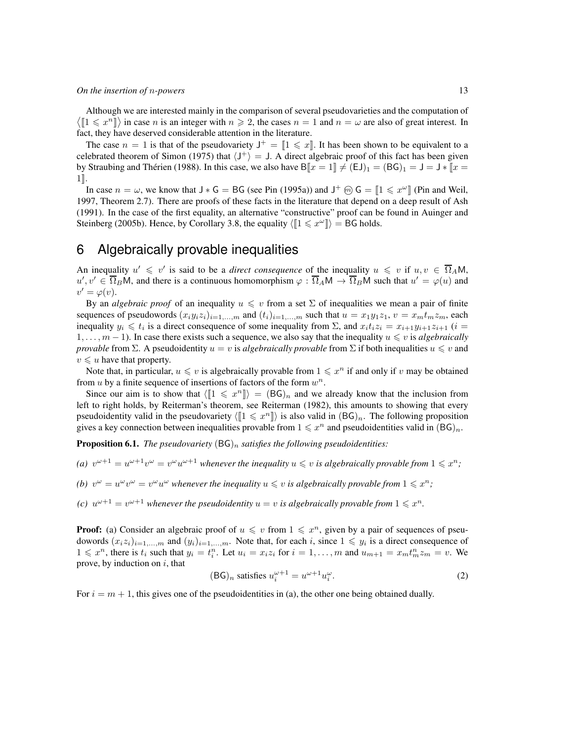Although we are interested mainly in the comparison of several pseudovarieties and the computation of $\langle [\![1 \leqslant x^n]\!] \rangle$ in case $n$ is an integer with $n \geqslant 2$, the cases $n = 1$ and $n = \omega$ are also of great interest. In fact, they have deserved considerable attention in the literature.

The case $n = 1$ is that of the pseudovariety $\mathsf{J}^+ = [\![1 \leqslant x]\!]$. It has been shown to be equivalent to a celebrated theorem of Simon (1975) that $\langle \mathsf{J}^+ \rangle = \mathsf{J}$. A direct algebraic proof of this fact has been given by Straubing and Thérien (1988). In this case, we also have $\mathsf{B}[\![x = 1]\!] \neq (\mathsf{EJ})_1 = (\mathsf{BG})_1 = \mathsf{J} = \mathsf{J} * [\![x = 1]\!]$.

In case $n = \omega$, we know that $\mathsf{J} * \mathsf{G} = \mathsf{BG}$ (see Pin (1995a)) and $\mathsf{J}^+ \; ⓜ \; \mathsf{G} = [\![1 \leqslant x^\omega]\!]$ (Pin and Weil, 1997, Theorem 2.7). There are proofs of these facts in the literature that depend on a deep result of Ash (1991). In the case of the first equality, an alternative "constructive" proof can be found in Auinger and Steinberg (2005b). Hence, by Corollary 3.8, the equality $\langle [\![1 \leqslant x^\omega]\!] \rangle = \mathsf{BG}$ holds.

# 6 Algebraically provable inequalities

An inequality $u' \leqslant v'$ is said to be a *direct consequence* of the inequality $u \leqslant v$ if $u, v \in \overline{\Omega}_A\mathsf{M}$, $u', v' \in \overline{\Omega}_B\mathsf{M}$, and there is a continuous homomorphism $\varphi : \overline{\Omega}_A\mathsf{M} \to \overline{\Omega}_B\mathsf{M}$ such that $u' = \varphi(u)$ and $v' = \varphi(v)$.

By an *algebraic proof* of an inequality $u \leqslant v$ from a set $\Sigma$ of inequalities we mean a pair of finite sequences of pseudowords $(x_i y_i z_i)_{i=1,\ldots,m}$ and $(t_i)_{i=1,\ldots,m}$ such that $u = x_1 y_1 z_1$, $v = x_m t_m z_m$, each inequality $y_i \leqslant t_i$ is a direct consequence of some inequality from $\Sigma$, and $x_i t_i z_i = x_{i+1} y_{i+1} z_{i+1}$ ($i = 1, \ldots, m-1$). In case there exists such a sequence, we also say that the inequality $u \leqslant v$ is *algebraically provable* from $\Sigma$. A pseudoidentity $u = v$ is *algebraically provable* from $\Sigma$ if both inequalities $u \leqslant v$ and $v \leqslant u$ have that property.

Note that, in particular, $u \leqslant v$ is algebraically provable from $1 \leqslant x^n$ if and only if $v$ may be obtained from $u$ by a finite sequence of insertions of factors of the form $w^n$.

Since our aim is to show that $\langle [\![1 \leqslant x^n]\!] \rangle = (\mathsf{BG})_n$ and we already know that the inclusion from left to right holds, by Reiterman's theorem, see Reiterman (1982), this amounts to showing that every pseudoidentity valid in the pseudovariety $\langle [\![1 \leqslant x^n]\!] \rangle$ is also valid in $(\mathsf{BG})_n$. The following proposition gives a key connection between inequalities provable from $1 \leqslant x^n$ and pseudoidentities valid in $(\mathsf{BG})_n$.

**Proposition 6.1.** *The pseudovariety $(\mathsf{BG})_n$ satisfies the following pseudoidentities:*

*(a) $v^{\omega+1} = u^{\omega+1} v^\omega = v^\omega u^{\omega+1}$ whenever the inequality $u \leqslant v$ is algebraically provable from $1 \leqslant x^n$;*

*(b) $v^\omega = u^\omega v^\omega = v^\omega u^\omega$ whenever the inequality $u \leqslant v$ is algebraically provable from $1 \leqslant x^n$;*

*(c) $u^{\omega+1} = v^{\omega+1}$ whenever the pseudoidentity $u = v$ is algebraically provable from $1 \leqslant x^n$.*

**Proof:** (a) Consider an algebraic proof of $u \leqslant v$ from $1 \leqslant x^n$, given by a pair of sequences of pseudowords $(x_i z_i)_{i=1,\ldots,m}$ and $(y_i)_{i=1,\ldots,m}$. Note that, for each $i$, since $1 \leqslant y_i$ is a direct consequence of $1 \leqslant x^n$, there is $t_i$ such that $y_i = t_i^n$. Let $u_i = x_i z_i$ for $i = 1, \ldots, m$ and $u_{m+1} = x_m t_m^n z_m = v$. We prove, by induction on $i$, that

$$(\mathsf{BG})_n \text{ satisfies } u_i^{\omega+1} = u^{\omega+1} u_i^\omega. \tag{2}$$

For $i = m + 1$, this gives one of the pseudoidentities in (a), the other one being obtained dually.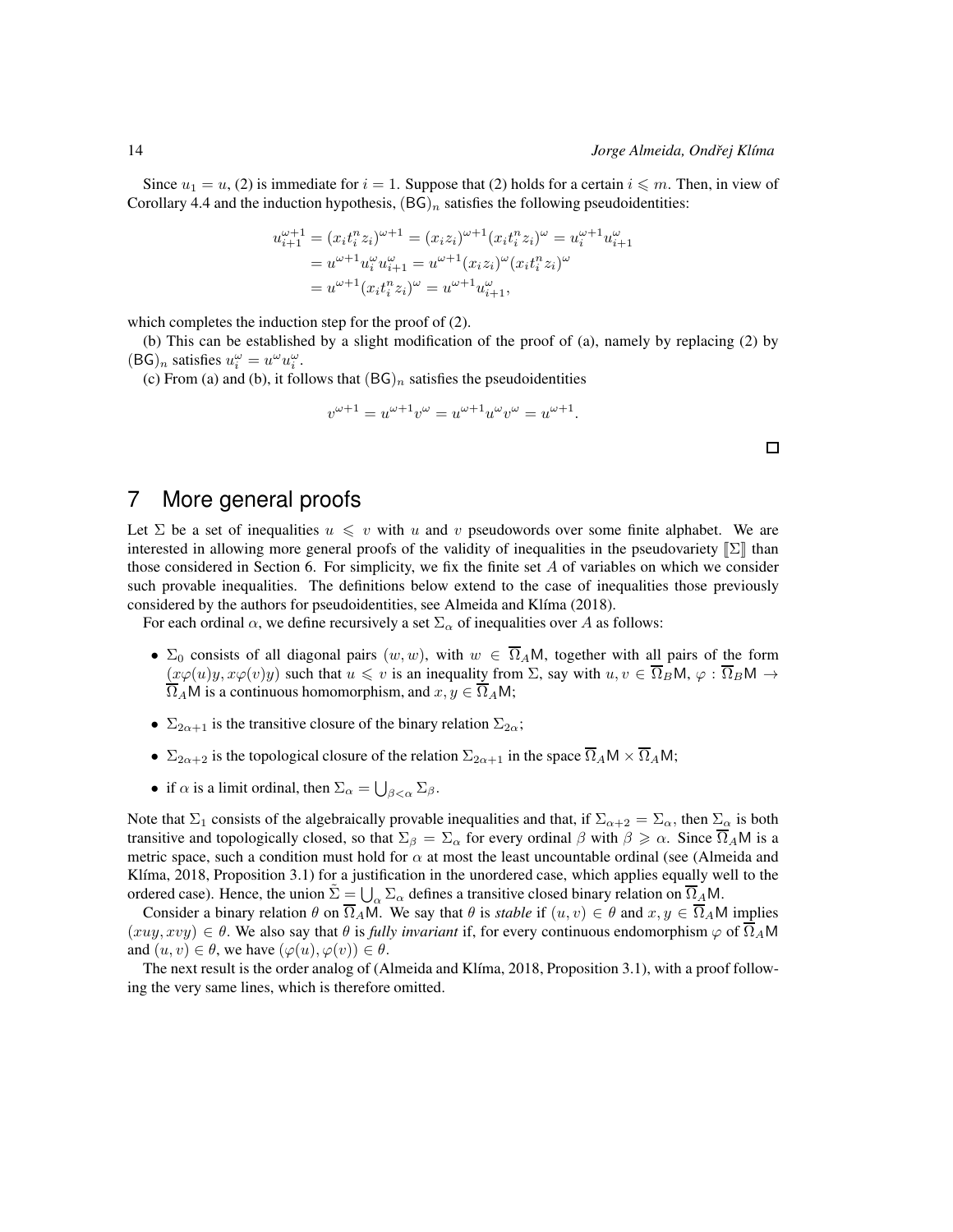Since $u_1 = u$, (2) is immediate for $i = 1$. Suppose that (2) holds for a certain $i \leqslant m$. Then, in view of Corollary 4.4 and the induction hypothesis, $(\mathsf{BG})_n$ satisfies the following pseudoidentities:

$$
\begin{aligned}
u_{i+1}^{\omega+1} &= (x_i t_i^n z_i)^{\omega+1} = (x_i z_i)^{\omega+1}(x_i t_i^n z_i)^{\omega} = u_i^{\omega+1} u_{i+1}^{\omega} \\
&= u^{\omega+1} u_i^{\omega} u_{i+1}^{\omega} = u^{\omega+1}(x_i z_i)^{\omega}(x_i t_i^n z_i)^{\omega} \\
&= u^{\omega+1}(x_i t_i^n z_i)^{\omega} = u^{\omega+1} u_{i+1}^{\omega},
\end{aligned}
$$

which completes the induction step for the proof of (2).

(b) This can be established by a slight modification of the proof of (a), namely by replacing (2) by $(\mathsf{BG})_n$ satisfies $u_i^{\omega} = u^{\omega} u_i^{\omega}$.

(c) From (a) and (b), it follows that $(\mathsf{BG})_n$ satisfies the pseudoidentities

$$
v^{\omega+1} = u^{\omega+1} v^{\omega} = u^{\omega+1} u^{\omega} v^{\omega} = u^{\omega+1}.
$$

□

# 7 More general proofs

Let $\Sigma$ be a set of inequalities $u \leqslant v$ with $u$ and $v$ pseudowords over some finite alphabet. We are interested in allowing more general proofs of the validity of inequalities in the pseudovariety $[\![\Sigma]\!]$ than those considered in Section 6. For simplicity, we fix the finite set $A$ of variables on which we consider such provable inequalities. The definitions below extend to the case of inequalities those previously considered by the authors for pseudoidentities, see Almeida and Klíma (2018).

For each ordinal $\alpha$, we define recursively a set $\Sigma_\alpha$ of inequalities over $A$ as follows:

- $\Sigma_0$ consists of all diagonal pairs $(w, w)$, with $w \in \overline{\Omega}_A\mathsf{M}$, together with all pairs of the form $(x\varphi(u)y, x\varphi(v)y)$ such that $u \leqslant v$ is an inequality from $\Sigma$, say with $u, v \in \overline{\Omega}_B\mathsf{M}$, $\varphi : \overline{\Omega}_B\mathsf{M} \to \overline{\Omega}_A\mathsf{M}$ is a continuous homomorphism, and $x, y \in \overline{\Omega}_A\mathsf{M}$;
- $\Sigma_{2\alpha+1}$ is the transitive closure of the binary relation $\Sigma_{2\alpha}$;
- $\Sigma_{2\alpha+2}$ is the topological closure of the relation $\Sigma_{2\alpha+1}$ in the space $\overline{\Omega}_A\mathsf{M} \times \overline{\Omega}_A\mathsf{M}$;
- if $\alpha$ is a limit ordinal, then $\Sigma_\alpha = \bigcup_{\beta<\alpha} \Sigma_\beta$.

Note that $\Sigma_1$ consists of the algebraically provable inequalities and that, if $\Sigma_{\alpha+2} = \Sigma_\alpha$, then $\Sigma_\alpha$ is both transitive and topologically closed, so that $\Sigma_\beta = \Sigma_\alpha$ for every ordinal $\beta$ with $\beta \geqslant \alpha$. Since $\overline{\Omega}_A\mathsf{M}$ is a metric space, such a condition must hold for $\alpha$ at most the least uncountable ordinal (see (Almeida and Klíma, 2018, Proposition 3.1) for a justification in the unordered case, which applies equally well to the ordered case). Hence, the union $\tilde{\Sigma} = \bigcup_\alpha \Sigma_\alpha$ defines a transitive closed binary relation on $\overline{\Omega}_A\mathsf{M}$.

Consider a binary relation $\theta$ on $\overline{\Omega}_A\mathsf{M}$. We say that $\theta$ is *stable* if $(u, v) \in \theta$ and $x, y \in \overline{\Omega}_A\mathsf{M}$ implies $(xuy, xvy) \in \theta$. We also say that $\theta$ is *fully invariant* if, for every continuous endomorphism $\varphi$ of $\overline{\Omega}_A\mathsf{M}$ and $(u, v) \in \theta$, we have $(\varphi(u), \varphi(v)) \in \theta$.

The next result is the order analog of (Almeida and Klíma, 2018, Proposition 3.1), with a proof following the very same lines, which is therefore omitted.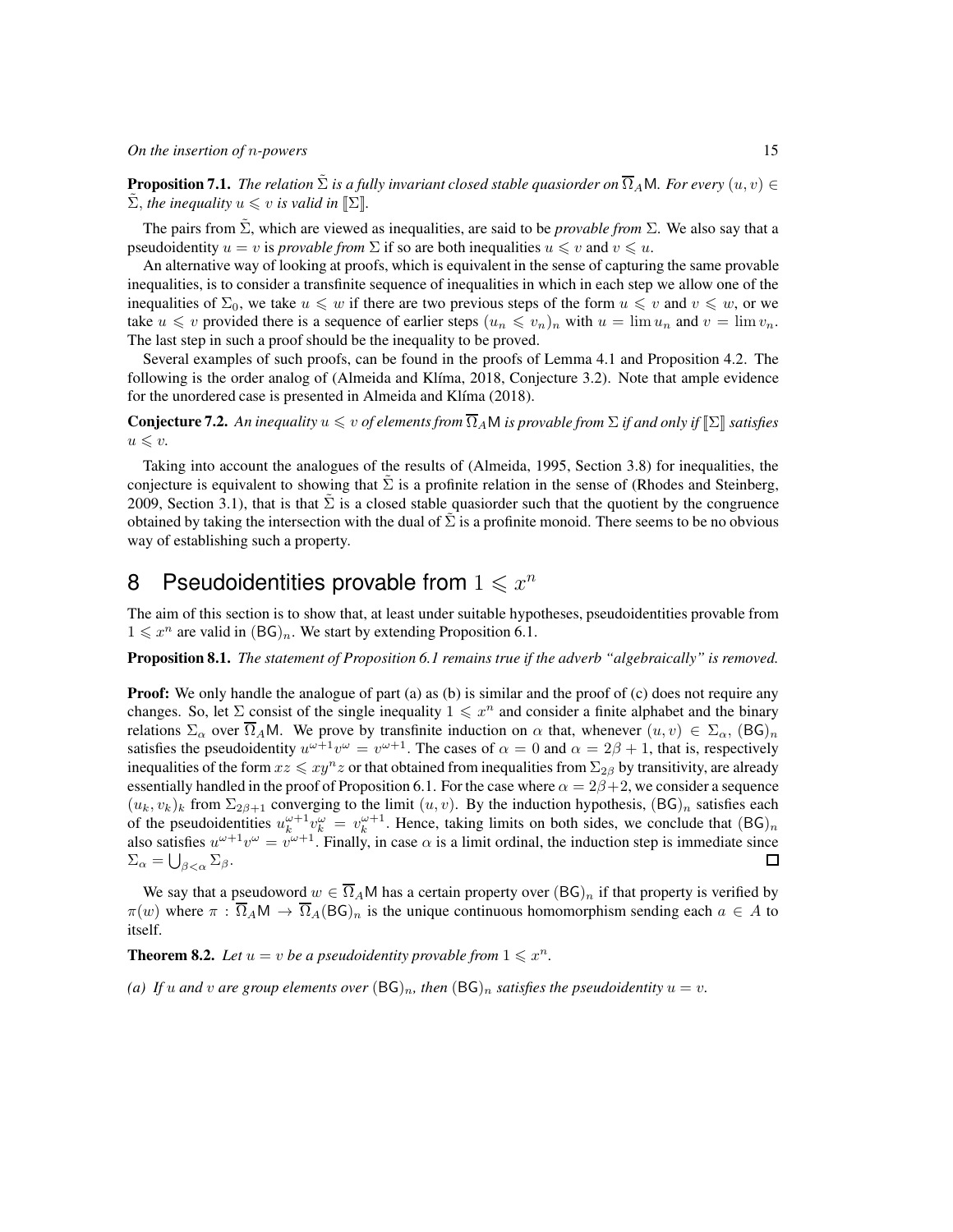**Proposition 7.1.** *The relation $\tilde{\Sigma}$ is a fully invariant closed stable quasiorder on $\overline{\Omega}_A\mathsf{M}$. For every $(u,v) \in \tilde{\Sigma}$, the inequality $u \leqslant v$ is valid in $[\![\Sigma]\!]$.*

The pairs from $\tilde{\Sigma}$, which are viewed as inequalities, are said to be *provable from* $\Sigma$. We also say that a pseudoidentity $u = v$ is *provable from* $\Sigma$ if so are both inequalities $u \leqslant v$ and $v \leqslant u$.

An alternative way of looking at proofs, which is equivalent in the sense of capturing the same provable inequalities, is to consider a transfinite sequence of inequalities in which in each step we allow one of the inequalities of $\Sigma_0$, we take $u \leqslant w$ if there are two previous steps of the form $u \leqslant v$ and $v \leqslant w$, or we take $u \leqslant v$ provided there is a sequence of earlier steps $(u_n \leqslant v_n)_n$ with $u = \lim u_n$ and $v = \lim v_n$. The last step in such a proof should be the inequality to be proved.

Several examples of such proofs, can be found in the proofs of Lemma 4.1 and Proposition 4.2. The following is the order analog of (Almeida and Klíma, 2018, Conjecture 3.2). Note that ample evidence for the unordered case is presented in Almeida and Klíma (2018).

**Conjecture 7.2.** *An inequality $u \leqslant v$ of elements from $\overline{\Omega}_A\mathsf{M}$ is provable from $\Sigma$ if and only if $[\![\Sigma]\!]$ satisfies $u \leqslant v$.*

Taking into account the analogues of the results of (Almeida, 1995, Section 3.8) for inequalities, the conjecture is equivalent to showing that $\tilde{\Sigma}$ is a profinite relation in the sense of (Rhodes and Steinberg, 2009, Section 3.1), that is that $\tilde{\Sigma}$ is a closed stable quasiorder such that the quotient by the congruence obtained by taking the intersection with the dual of $\tilde{\Sigma}$ is a profinite monoid. There seems to be no obvious way of establishing such a property.

# 8 Pseudoidentities provable from $1 \leqslant x^n$

The aim of this section is to show that, at least under suitable hypotheses, pseudoidentities provable from $1 \leqslant x^n$ are valid in $(\mathsf{BG})_n$. We start by extending Proposition 6.1.

**Proposition 8.1.** *The statement of Proposition 6.1 remains true if the adverb "algebraically" is removed.*

**Proof:** We only handle the analogue of part (a) as (b) is similar and the proof of (c) does not require any changes. So, let $\Sigma$ consist of the single inequality $1 \leqslant x^n$ and consider a finite alphabet and the binary relations $\Sigma_\alpha$ over $\overline{\Omega}_A\mathsf{M}$. We prove by transfinite induction on $\alpha$ that, whenever $(u,v) \in \Sigma_\alpha$, $(\mathsf{BG})_n$ satisfies the pseudoidentity $u^{\omega+1}v^\omega = v^{\omega+1}$. The cases of $\alpha = 0$ and $\alpha = 2\beta + 1$, that is, respectively inequalities of the form $xz \leqslant xy^n z$ or that obtained from inequalities from $\Sigma_{2\beta}$ by transitivity, are already essentially handled in the proof of Proposition 6.1. For the case where $\alpha = 2\beta+2$, we consider a sequence $(u_k, v_k)_k$ from $\Sigma_{2\beta+1}$ converging to the limit $(u,v)$. By the induction hypothesis, $(\mathsf{BG})_n$ satisfies each of the pseudoidentities $u_k^{\omega+1}v_k^\omega = v_k^{\omega+1}$. Hence, taking limits on both sides, we conclude that $(\mathsf{BG})_n$ also satisfies $u^{\omega+1}v^\omega = v^{\omega+1}$. Finally, in case $\alpha$ is a limit ordinal, the induction step is immediate since $\Sigma_\alpha = \bigcup_{\beta<\alpha} \Sigma_\beta$. $\square$

We say that a pseudoword $w \in \overline{\Omega}_A\mathsf{M}$ has a certain property over $(\mathsf{BG})_n$ if that property is verified by $\pi(w)$ where $\pi : \overline{\Omega}_A\mathsf{M} \to \overline{\Omega}_A(\mathsf{BG})_n$ is the unique continuous homomorphism sending each $a \in A$ to itself.

**Theorem 8.2.** *Let $u = v$ be a pseudoidentity provable from $1 \leqslant x^n$.*

*(a) If $u$ and $v$ are group elements over $(\mathsf{BG})_n$, then $(\mathsf{BG})_n$ satisfies the pseudoidentity $u = v$.*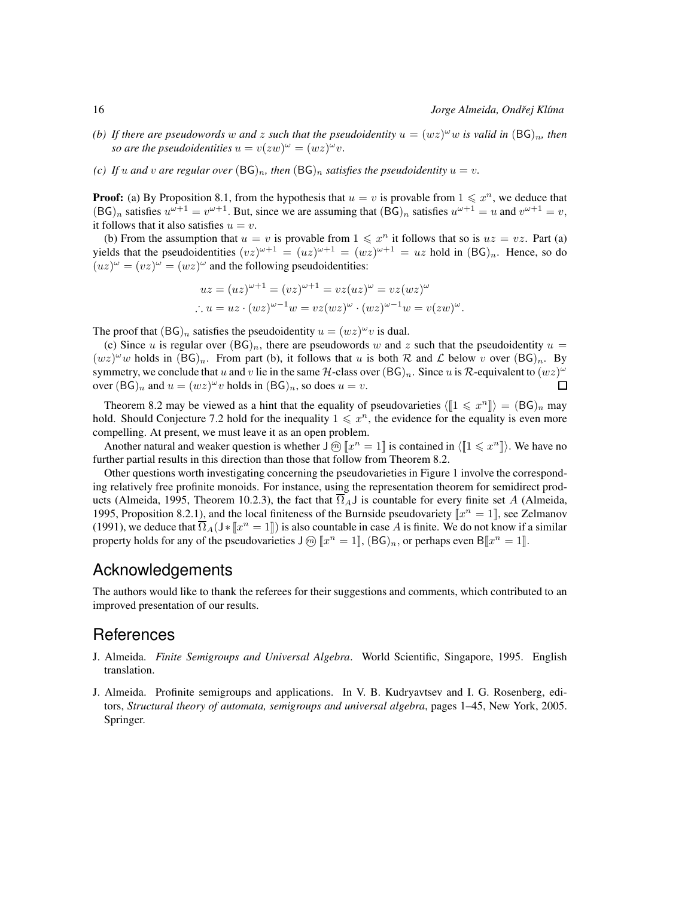*(b) If there are pseudowords $w$ and $z$ such that the pseudoidentity $u = (wz)^\omega w$ is valid in $(\mathsf{BG})_n$, then so are the pseudoidentities $u = v(zw)^\omega = (wz)^\omega v$.*

*(c) If $u$ and $v$ are regular over $(\mathsf{BG})_n$, then $(\mathsf{BG})_n$ satisfies the pseudoidentity $u = v$.*

**Proof:** (a) By Proposition 8.1, from the hypothesis that $u = v$ is provable from $1 \leqslant x^n$, we deduce that $(\mathsf{BG})_n$ satisfies $u^{\omega+1} = v^{\omega+1}$. But, since we are assuming that $(\mathsf{BG})_n$ satisfies $u^{\omega+1} = u$ and $v^{\omega+1} = v$, it follows that it also satisfies $u = v$.

(b) From the assumption that $u = v$ is provable from $1 \leqslant x^n$ it follows that so is $uz = vz$. Part (a) yields that the pseudoidentities $(vz)^{\omega+1} = (uz)^{\omega+1} = (wz)^{\omega+1} = uz$ hold in $(\mathsf{BG})_n$. Hence, so do $(uz)^\omega = (vz)^\omega = (wz)^\omega$ and the following pseudoidentities:

$$uz = (uz)^{\omega+1} = (vz)^{\omega+1} = vz(uz)^\omega = vz(wz)^\omega$$

$$\therefore u = uz \cdot (wz)^{\omega-1} w = vz(wz)^\omega \cdot (wz)^{\omega-1} w = v(zw)^\omega.$$

The proof that $(\mathsf{BG})_n$ satisfies the pseudoidentity $u = (wz)^\omega v$ is dual.

(c) Since $u$ is regular over $(\mathsf{BG})_n$, there are pseudowords $w$ and $z$ such that the pseudoidentity $u = (wz)^\omega w$ holds in $(\mathsf{BG})_n$. From part (b), it follows that $u$ is both $\mathcal{R}$ and $\mathcal{L}$ below $v$ over $(\mathsf{BG})_n$. By symmetry, we conclude that $u$ and $v$ lie in the same $\mathcal{H}$-class over $(\mathsf{BG})_n$. Since $u$ is $\mathcal{R}$-equivalent to $(wz)^\omega$ over $(\mathsf{BG})_n$ and $u = (wz)^\omega v$ holds in $(\mathsf{BG})_n$, so does $u = v$. ☐

Theorem 8.2 may be viewed as a hint that the equality of pseudovarieties $\langle [\![1 \leqslant x^n]\!] \rangle = (\mathsf{BG})_n$ may hold. Should Conjecture 7.2 hold for the inequality $1 \leqslant x^n$, the evidence for the equality is even more compelling. At present, we must leave it as an open problem.

Another natural and weaker question is whether $\mathsf{J} ⓜ [\![x^n = 1]\!]$ is contained in $\langle [\![1 \leqslant x^n]\!] \rangle$. We have no further partial results in this direction than those that follow from Theorem 8.2.

Other questions worth investigating concerning the pseudovarieties in Figure 1 involve the corresponding relatively free profinite monoids. For instance, using the representation theorem for semidirect products (Almeida, 1995, Theorem 10.2.3), the fact that $\overline{\Omega}_A \mathsf{J}$ is countable for every finite set $A$ (Almeida, 1995, Proposition 8.2.1), and the local finiteness of the Burnside pseudovariety $[\![x^n = 1]\!]$, see Zelmanov (1991), we deduce that $\overline{\Omega}_A(\mathsf{J} * [\![x^n = 1]\!])$ is also countable in case $A$ is finite. We do not know if a similar property holds for any of the pseudovarieties $\mathsf{J} ⓜ [\![x^n = 1]\!]$, $(\mathsf{BG})_n$, or perhaps even $\mathsf{B}[\![x^n = 1]\!]$.

## Acknowledgements

The authors would like to thank the referees for their suggestions and comments, which contributed to an improved presentation of our results.

## References

J. Almeida. *Finite Semigroups and Universal Algebra*. World Scientific, Singapore, 1995. English translation.

J. Almeida. Profinite semigroups and applications. In V. B. Kudryavtsev and I. G. Rosenberg, editors, *Structural theory of automata, semigroups and universal algebra*, pages 1–45, New York, 2005. Springer.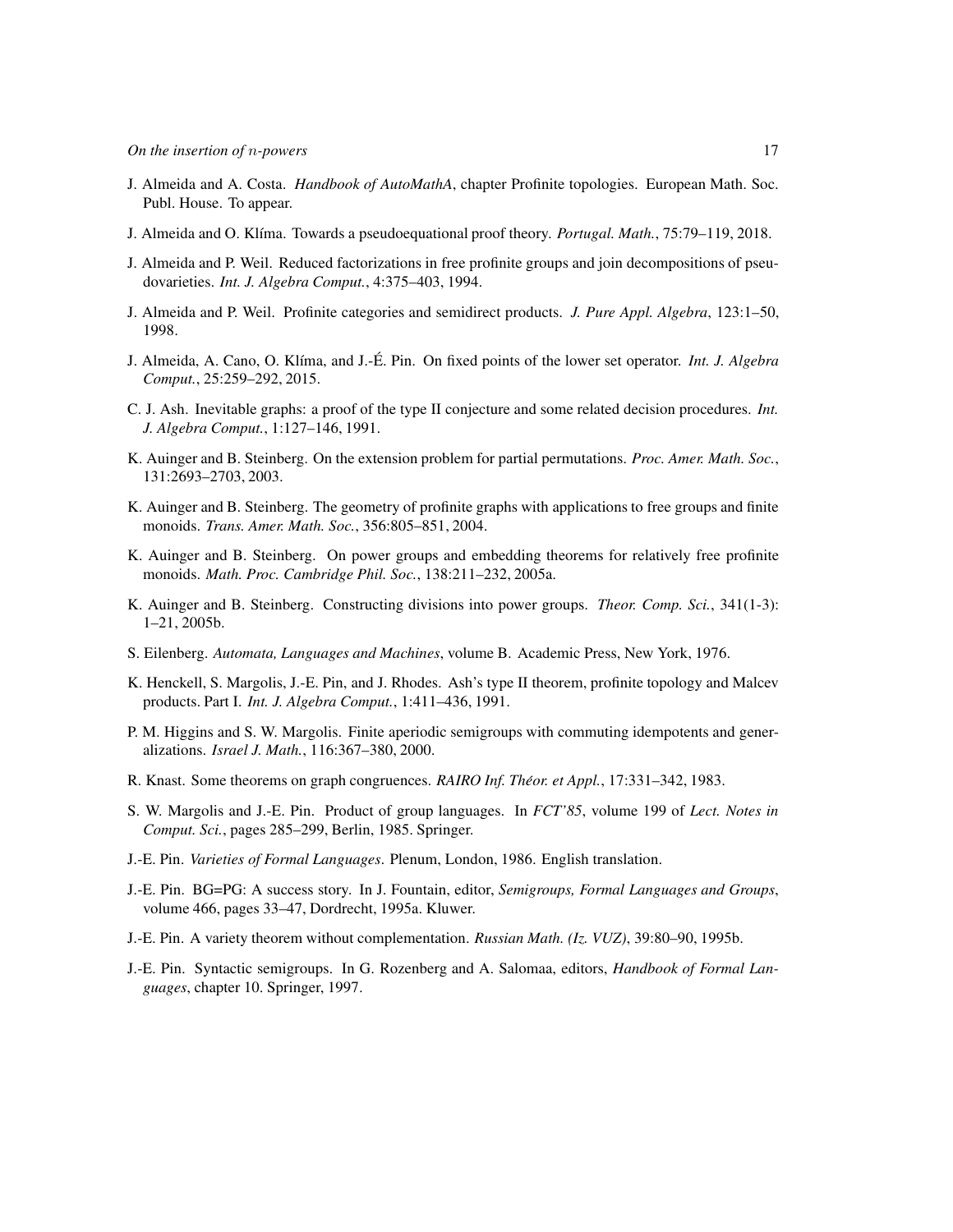J. Almeida and A. Costa. *Handbook of AutoMathA*, chapter Profinite topologies. European Math. Soc. Publ. House. To appear.

J. Almeida and O. Klíma. Towards a pseudoequational proof theory. *Portugal. Math.*, 75:79–119, 2018.

J. Almeida and P. Weil. Reduced factorizations in free profinite groups and join decompositions of pseudovarieties. *Int. J. Algebra Comput.*, 4:375–403, 1994.

J. Almeida and P. Weil. Profinite categories and semidirect products. *J. Pure Appl. Algebra*, 123:1–50, 1998.

J. Almeida, A. Cano, O. Klíma, and J.-É. Pin. On fixed points of the lower set operator. *Int. J. Algebra Comput.*, 25:259–292, 2015.

C. J. Ash. Inevitable graphs: a proof of the type II conjecture and some related decision procedures. *Int. J. Algebra Comput.*, 1:127–146, 1991.

K. Auinger and B. Steinberg. On the extension problem for partial permutations. *Proc. Amer. Math. Soc.*, 131:2693–2703, 2003.

K. Auinger and B. Steinberg. The geometry of profinite graphs with applications to free groups and finite monoids. *Trans. Amer. Math. Soc.*, 356:805–851, 2004.

K. Auinger and B. Steinberg. On power groups and embedding theorems for relatively free profinite monoids. *Math. Proc. Cambridge Phil. Soc.*, 138:211–232, 2005a.

K. Auinger and B. Steinberg. Constructing divisions into power groups. *Theor. Comp. Sci.*, 341(1-3): 1–21, 2005b.

S. Eilenberg. *Automata, Languages and Machines*, volume B. Academic Press, New York, 1976.

K. Henckell, S. Margolis, J.-E. Pin, and J. Rhodes. Ash's type II theorem, profinite topology and Malcev products. Part I. *Int. J. Algebra Comput.*, 1:411–436, 1991.

P. M. Higgins and S. W. Margolis. Finite aperiodic semigroups with commuting idempotents and generalizations. *Israel J. Math.*, 116:367–380, 2000.

R. Knast. Some theorems on graph congruences. *RAIRO Inf. Théor. et Appl.*, 17:331–342, 1983.

S. W. Margolis and J.-E. Pin. Product of group languages. In *FCT'85*, volume 199 of *Lect. Notes in Comput. Sci.*, pages 285–299, Berlin, 1985. Springer.

J.-E. Pin. *Varieties of Formal Languages*. Plenum, London, 1986. English translation.

J.-E. Pin. BG=PG: A success story. In J. Fountain, editor, *Semigroups, Formal Languages and Groups*, volume 466, pages 33–47, Dordrecht, 1995a. Kluwer.

J.-E. Pin. A variety theorem without complementation. *Russian Math. (Iz. VUZ)*, 39:80–90, 1995b.

J.-E. Pin. Syntactic semigroups. In G. Rozenberg and A. Salomaa, editors, *Handbook of Formal Languages*, chapter 10. Springer, 1997.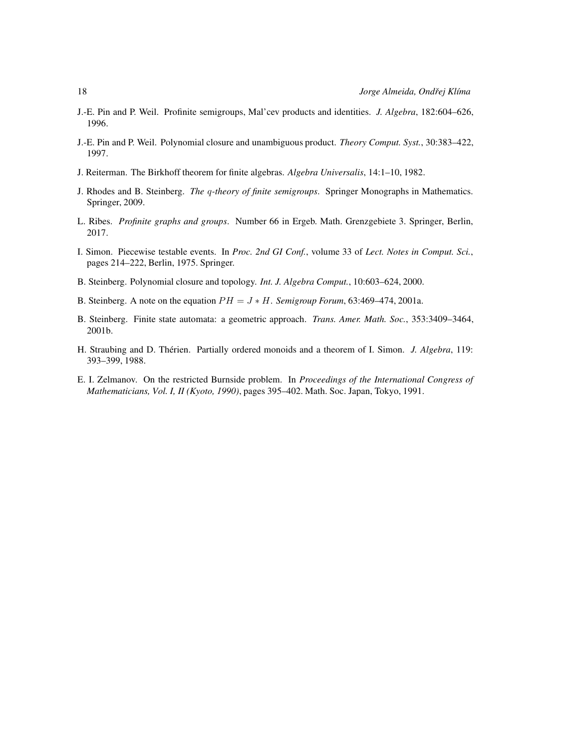J.-E. Pin and P. Weil. Profinite semigroups, Mal'cev products and identities. *J. Algebra*, 182:604–626, 1996.

J.-E. Pin and P. Weil. Polynomial closure and unambiguous product. *Theory Comput. Syst.*, 30:383–422, 1997.

J. Reiterman. The Birkhoff theorem for finite algebras. *Algebra Universalis*, 14:1–10, 1982.

J. Rhodes and B. Steinberg. *The $q$-theory of finite semigroups*. Springer Monographs in Mathematics. Springer, 2009.

L. Ribes. *Profinite graphs and groups*. Number 66 in Ergeb. Math. Grenzgebiete 3. Springer, Berlin, 2017.

I. Simon. Piecewise testable events. In *Proc. 2nd GI Conf.*, volume 33 of *Lect. Notes in Comput. Sci.*, pages 214–222, Berlin, 1975. Springer.

B. Steinberg. Polynomial closure and topology. *Int. J. Algebra Comput.*, 10:603–624, 2000.

B. Steinberg. A note on the equation $PH = J * H$. *Semigroup Forum*, 63:469–474, 2001a.

B. Steinberg. Finite state automata: a geometric approach. *Trans. Amer. Math. Soc.*, 353:3409–3464, 2001b.

H. Straubing and D. Thérien. Partially ordered monoids and a theorem of I. Simon. *J. Algebra*, 119: 393–399, 1988.

E. I. Zelmanov. On the restricted Burnside problem. In *Proceedings of the International Congress of Mathematicians, Vol. I, II (Kyoto, 1990)*, pages 395–402. Math. Soc. Japan, Tokyo, 1991.